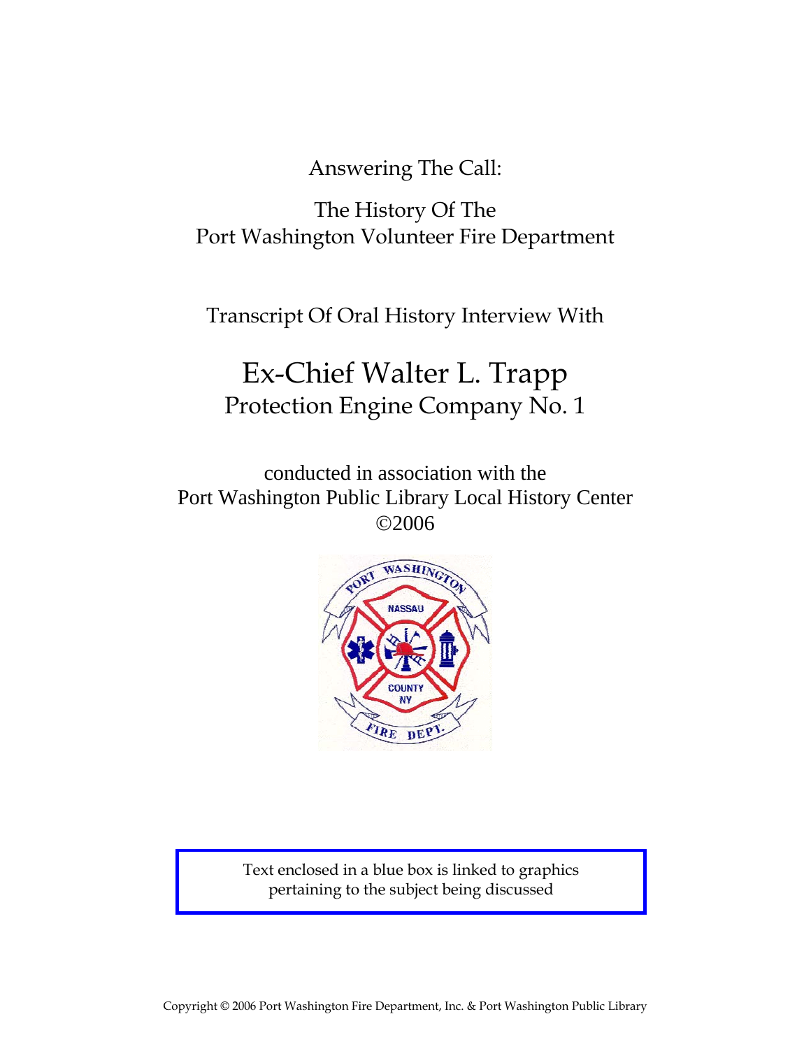Answering The Call:

The History Of The
Port Washington Volunteer Fire Department

Transcript Of Oral History Interview With

# Ex-Chief Walter L. Trapp

## Protection Engine Company No. 1

conducted in association with the
Port Washington Public Library Local History Center
©2006

Text enclosed in a blue box is linked to graphics pertaining to the subject being discussed

Copyright © 2006 Port Washington Fire Department, Inc. & Port Washington Public Library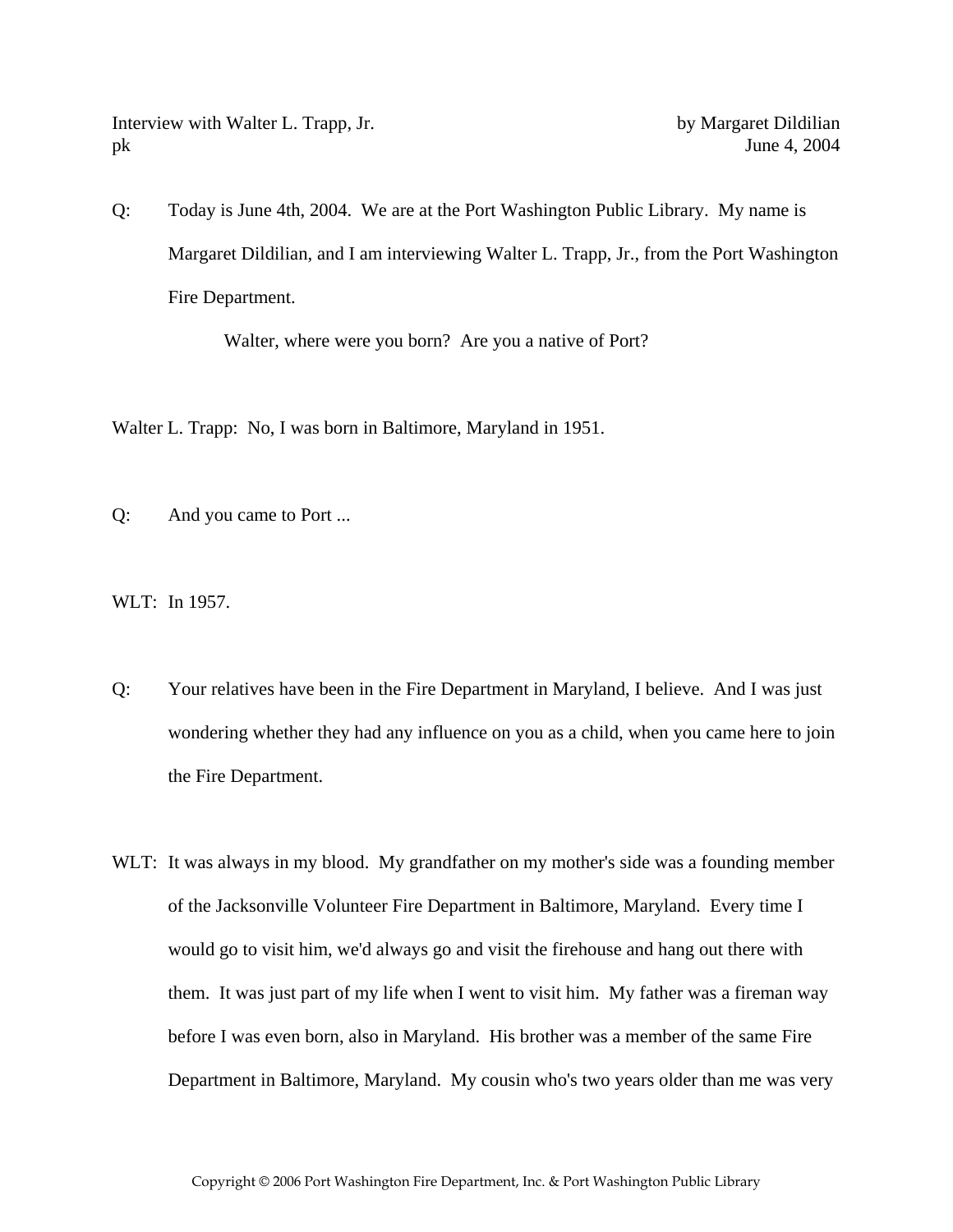Q: Today is June 4th, 2004. We are at the Port Washington Public Library. My name is Margaret Dildilian, and I am interviewing Walter L. Trapp, Jr., from the Port Washington Fire Department.

Walter, where were you born? Are you a native of Port?

Walter L. Trapp: No, I was born in Baltimore, Maryland in 1951.

Q: And you came to Port ...

WLT: In 1957.

Q: Your relatives have been in the Fire Department in Maryland, I believe. And I was just wondering whether they had any influence on you as a child, when you came here to join the Fire Department.

WLT: It was always in my blood. My grandfather on my mother's side was a founding member of the Jacksonville Volunteer Fire Department in Baltimore, Maryland. Every time I would go to visit him, we'd always go and visit the firehouse and hang out there with them. It was just part of my life when I went to visit him. My father was a fireman way before I was even born, also in Maryland. His brother was a member of the same Fire Department in Baltimore, Maryland. My cousin who's two years older than me was very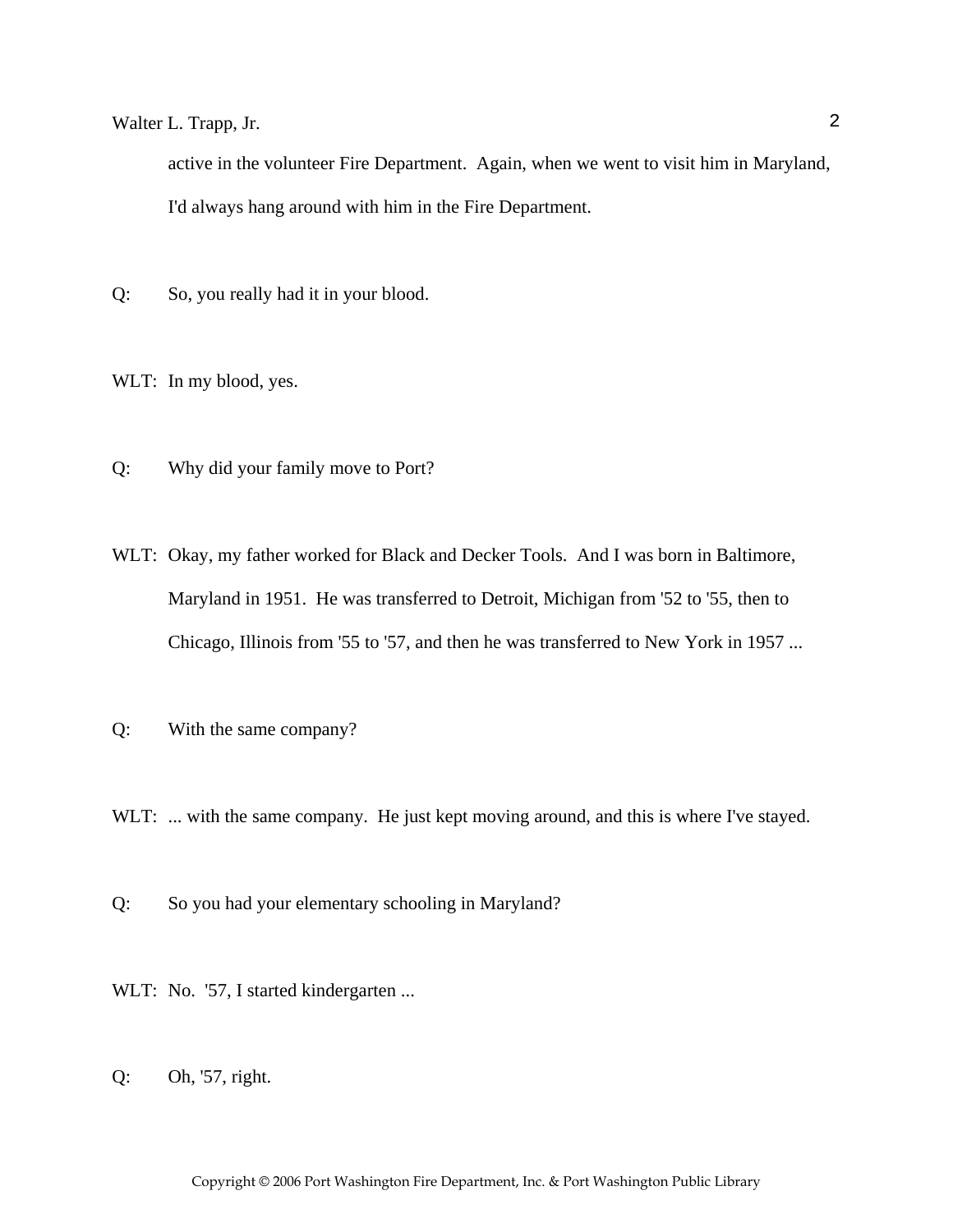active in the volunteer Fire Department. Again, when we went to visit him in Maryland, I'd always hang around with him in the Fire Department.

Q: So, you really had it in your blood.

WLT: In my blood, yes.

Q: Why did your family move to Port?

WLT: Okay, my father worked for Black and Decker Tools. And I was born in Baltimore, Maryland in 1951. He was transferred to Detroit, Michigan from '52 to '55, then to Chicago, Illinois from '55 to '57, and then he was transferred to New York in 1957 ...

Q: With the same company?

WLT: ... with the same company. He just kept moving around, and this is where I've stayed.

Q: So you had your elementary schooling in Maryland?

WLT: No. '57, I started kindergarten ...

Q: Oh, '57, right.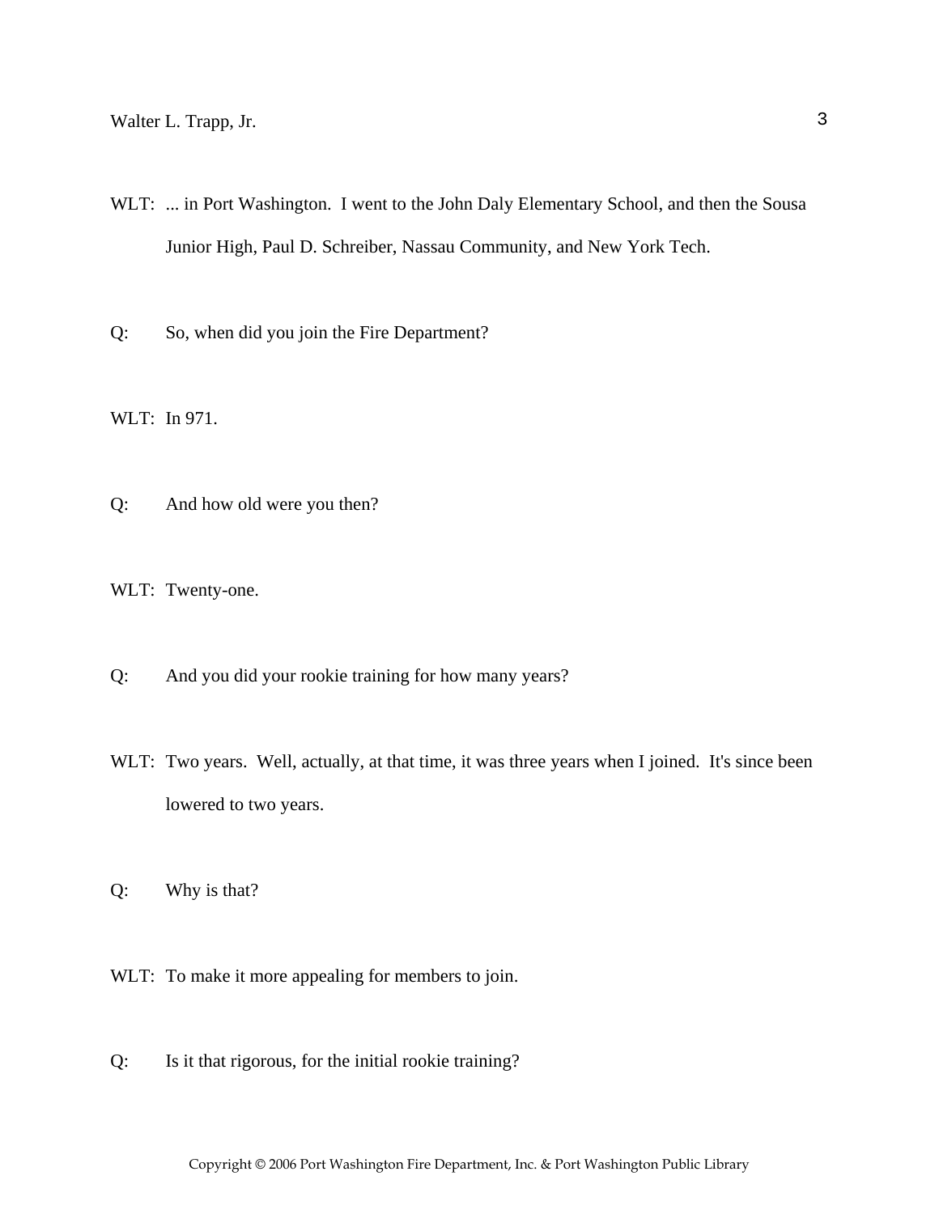WLT: ... in Port Washington. I went to the John Daly Elementary School, and then the Sousa Junior High, Paul D. Schreiber, Nassau Community, and New York Tech.

Q: So, when did you join the Fire Department?

WLT: In 971.

Q: And how old were you then?

WLT: Twenty-one.

Q: And you did your rookie training for how many years?

WLT: Two years. Well, actually, at that time, it was three years when I joined. It's since been lowered to two years.

Q: Why is that?

WLT: To make it more appealing for members to join.

Q: Is it that rigorous, for the initial rookie training?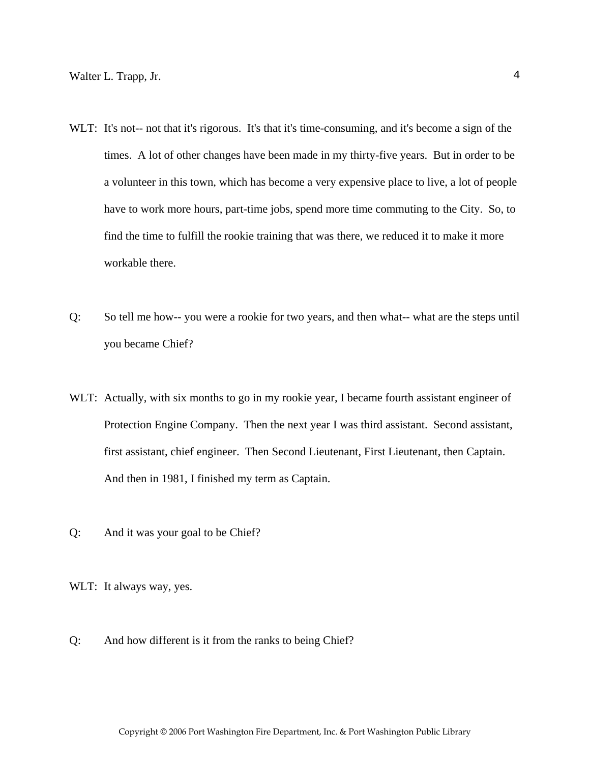WLT: It's not-- not that it's rigorous. It's that it's time-consuming, and it's become a sign of the times. A lot of other changes have been made in my thirty-five years. But in order to be a volunteer in this town, which has become a very expensive place to live, a lot of people have to work more hours, part-time jobs, spend more time commuting to the City. So, to find the time to fulfill the rookie training that was there, we reduced it to make it more workable there.

Q: So tell me how-- you were a rookie for two years, and then what-- what are the steps until you became Chief?

WLT: Actually, with six months to go in my rookie year, I became fourth assistant engineer of Protection Engine Company. Then the next year I was third assistant. Second assistant, first assistant, chief engineer. Then Second Lieutenant, First Lieutenant, then Captain. And then in 1981, I finished my term as Captain.

Q: And it was your goal to be Chief?

WLT: It always way, yes.

Q: And how different is it from the ranks to being Chief?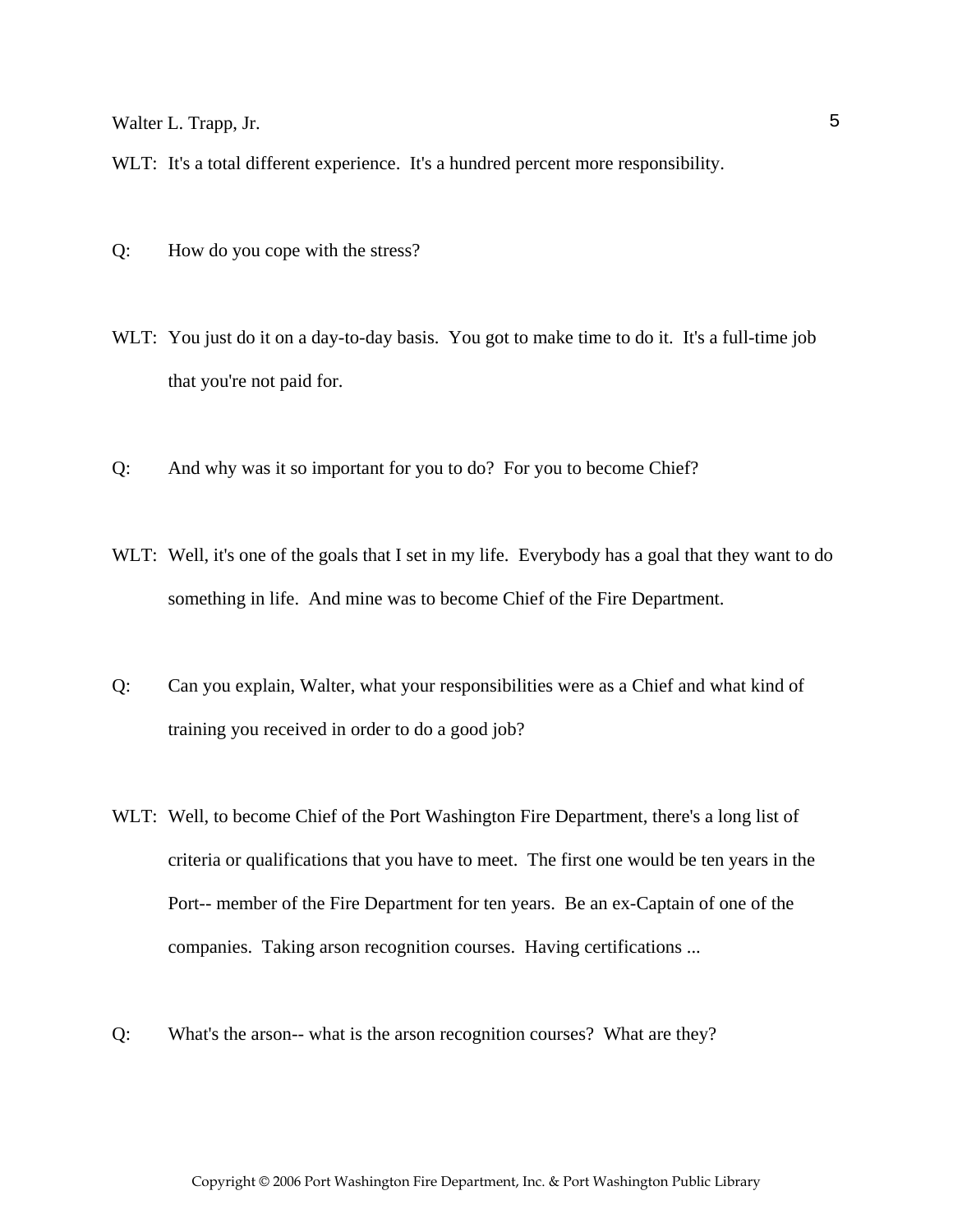WLT: It's a total different experience. It's a hundred percent more responsibility.

Q: How do you cope with the stress?

WLT: You just do it on a day-to-day basis. You got to make time to do it. It's a full-time job that you're not paid for.

Q: And why was it so important for you to do? For you to become Chief?

WLT: Well, it's one of the goals that I set in my life. Everybody has a goal that they want to do something in life. And mine was to become Chief of the Fire Department.

Q: Can you explain, Walter, what your responsibilities were as a Chief and what kind of training you received in order to do a good job?

WLT: Well, to become Chief of the Port Washington Fire Department, there's a long list of criteria or qualifications that you have to meet. The first one would be ten years in the Port-- member of the Fire Department for ten years. Be an ex-Captain of one of the companies. Taking arson recognition courses. Having certifications ...

Q: What's the arson-- what is the arson recognition courses? What are they?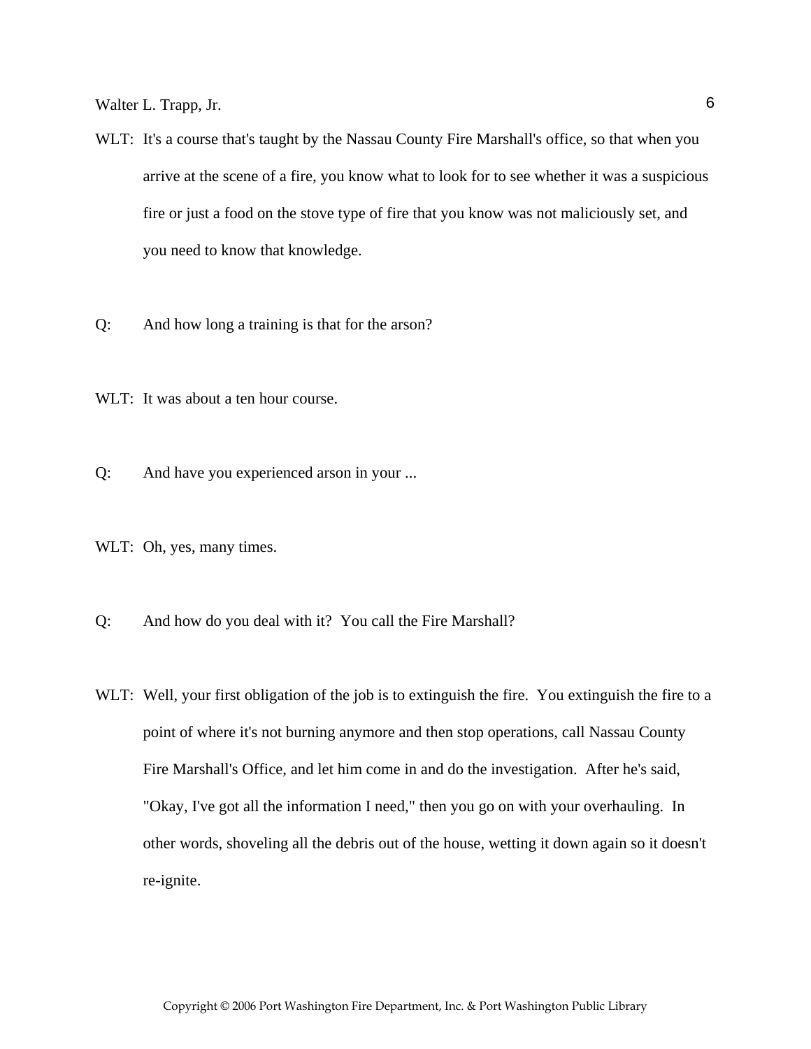WLT: It's a course that's taught by the Nassau County Fire Marshall's office, so that when you arrive at the scene of a fire, you know what to look for to see whether it was a suspicious fire or just a food on the stove type of fire that you know was not maliciously set, and you need to know that knowledge.

Q: And how long a training is that for the arson?

WLT: It was about a ten hour course.

Q: And have you experienced arson in your ...

WLT: Oh, yes, many times.

Q: And how do you deal with it? You call the Fire Marshall?

WLT: Well, your first obligation of the job is to extinguish the fire. You extinguish the fire to a point of where it's not burning anymore and then stop operations, call Nassau County Fire Marshall's Office, and let him come in and do the investigation. After he's said, "Okay, I've got all the information I need," then you go on with your overhauling. In other words, shoveling all the debris out of the house, wetting it down again so it doesn't re-ignite.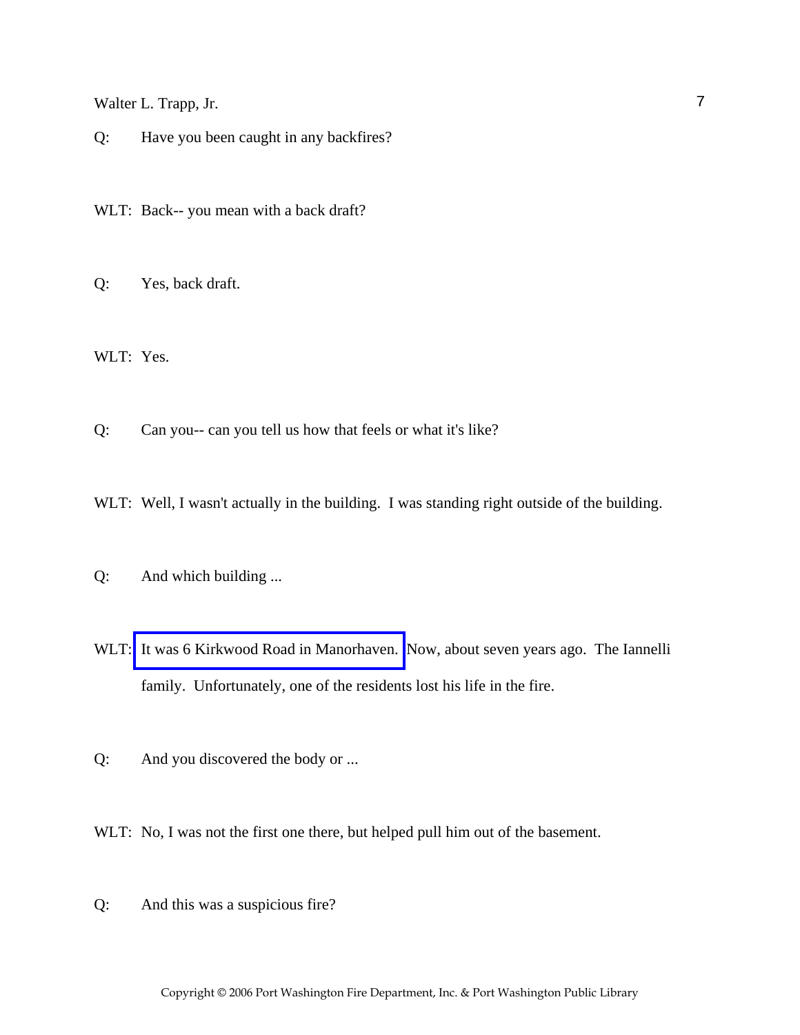Q: Have you been caught in any backfires?

WLT: Back-- you mean with a back draft?

Q: Yes, back draft.

WLT: Yes.

Q: Can you-- can you tell us how that feels or what it's like?

WLT: Well, I wasn't actually in the building. I was standing right outside of the building.

Q: And which building ...

WLT: It was 6 Kirkwood Road in Manorhaven. Now, about seven years ago. The Iannelli family. Unfortunately, one of the residents lost his life in the fire.

Q: And you discovered the body or ...

WLT: No, I was not the first one there, but helped pull him out of the basement.

Q: And this was a suspicious fire?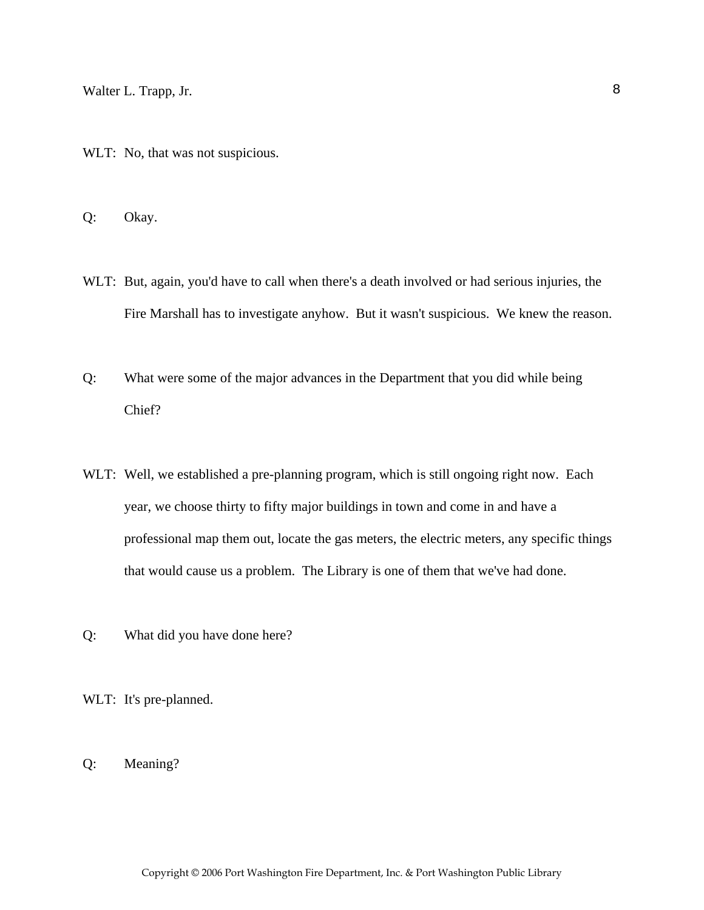WLT: No, that was not suspicious.

Q: Okay.

WLT: But, again, you'd have to call when there's a death involved or had serious injuries, the Fire Marshall has to investigate anyhow. But it wasn't suspicious. We knew the reason.

Q: What were some of the major advances in the Department that you did while being Chief?

WLT: Well, we established a pre-planning program, which is still ongoing right now. Each year, we choose thirty to fifty major buildings in town and come in and have a professional map them out, locate the gas meters, the electric meters, any specific things that would cause us a problem. The Library is one of them that we've had done.

Q: What did you have done here?

WLT: It's pre-planned.

Q: Meaning?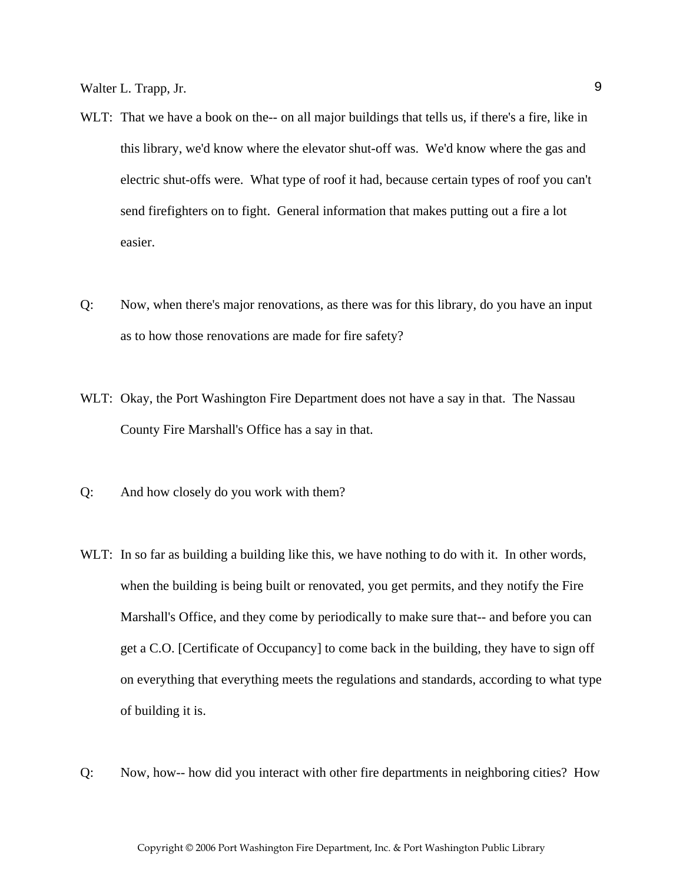WLT: That we have a book on the-- on all major buildings that tells us, if there's a fire, like in this library, we'd know where the elevator shut-off was. We'd know where the gas and electric shut-offs were. What type of roof it had, because certain types of roof you can't send firefighters on to fight. General information that makes putting out a fire a lot easier.

Q: Now, when there's major renovations, as there was for this library, do you have an input as to how those renovations are made for fire safety?

WLT: Okay, the Port Washington Fire Department does not have a say in that. The Nassau County Fire Marshall's Office has a say in that.

Q: And how closely do you work with them?

WLT: In so far as building a building like this, we have nothing to do with it. In other words, when the building is being built or renovated, you get permits, and they notify the Fire Marshall's Office, and they come by periodically to make sure that-- and before you can get a C.O. [Certificate of Occupancy] to come back in the building, they have to sign off on everything that everything meets the regulations and standards, according to what type of building it is.

Q: Now, how-- how did you interact with other fire departments in neighboring cities? How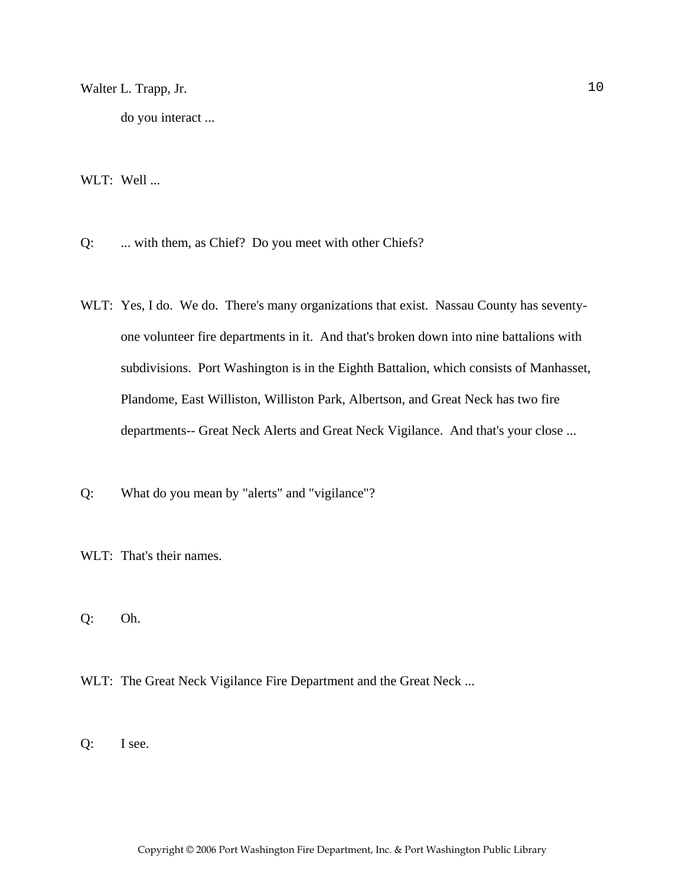do you interact ...

WLT: Well ...

Q: ... with them, as Chief? Do you meet with other Chiefs?

WLT: Yes, I do. We do. There's many organizations that exist. Nassau County has seventy-one volunteer fire departments in it. And that's broken down into nine battalions with subdivisions. Port Washington is in the Eighth Battalion, which consists of Manhasset, Plandome, East Williston, Williston Park, Albertson, and Great Neck has two fire departments-- Great Neck Alerts and Great Neck Vigilance. And that's your close ...

Q: What do you mean by "alerts" and "vigilance"?

WLT: That's their names.

Q: Oh.

WLT: The Great Neck Vigilance Fire Department and the Great Neck ...

Q: I see.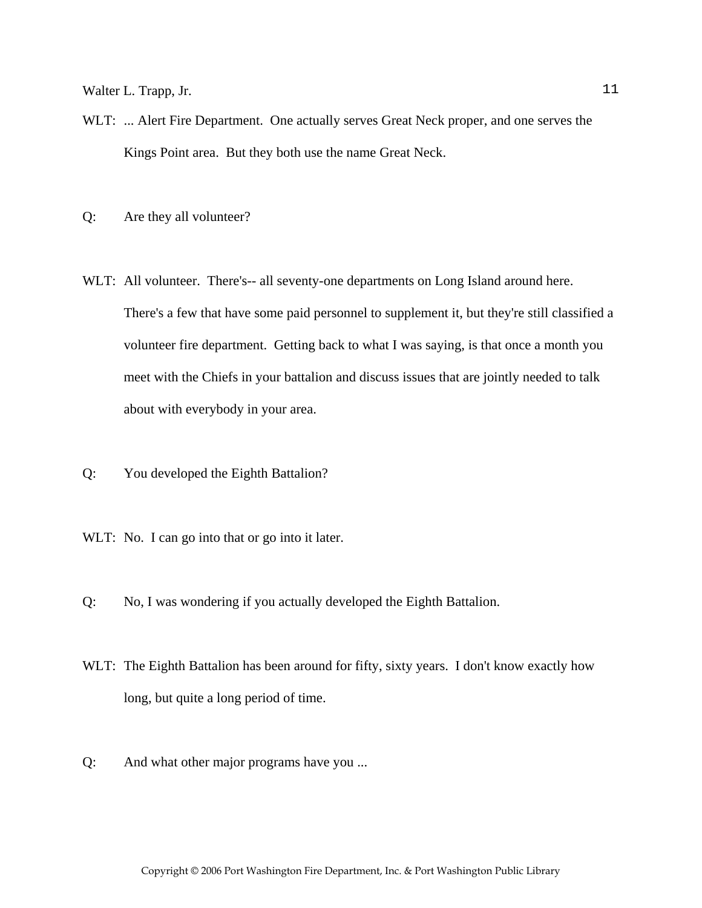WLT: ... Alert Fire Department. One actually serves Great Neck proper, and one serves the Kings Point area. But they both use the name Great Neck.

Q: Are they all volunteer?

WLT: All volunteer. There's-- all seventy-one departments on Long Island around here. There's a few that have some paid personnel to supplement it, but they're still classified a volunteer fire department. Getting back to what I was saying, is that once a month you meet with the Chiefs in your battalion and discuss issues that are jointly needed to talk about with everybody in your area.

Q: You developed the Eighth Battalion?

WLT: No. I can go into that or go into it later.

Q: No, I was wondering if you actually developed the Eighth Battalion.

WLT: The Eighth Battalion has been around for fifty, sixty years. I don't know exactly how long, but quite a long period of time.

Q: And what other major programs have you ...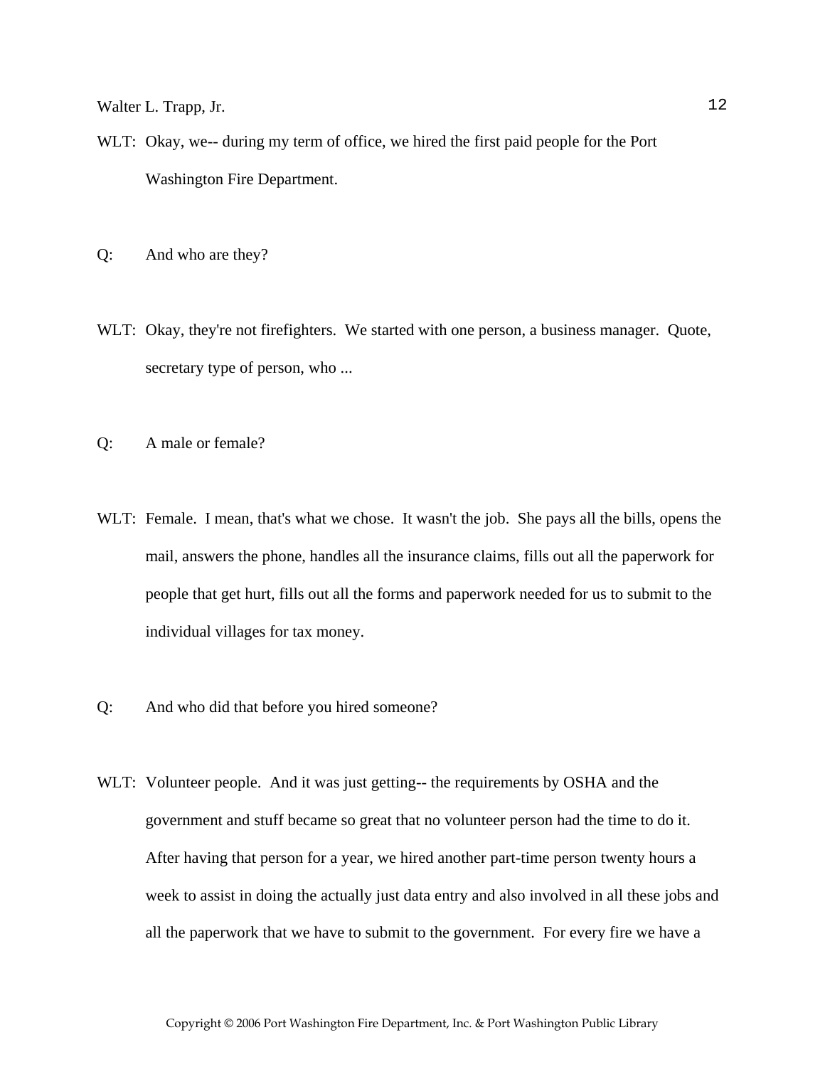WLT: Okay, we-- during my term of office, we hired the first paid people for the Port Washington Fire Department.

Q: And who are they?

WLT: Okay, they're not firefighters. We started with one person, a business manager. Quote, secretary type of person, who ...

Q: A male or female?

WLT: Female. I mean, that's what we chose. It wasn't the job. She pays all the bills, opens the mail, answers the phone, handles all the insurance claims, fills out all the paperwork for people that get hurt, fills out all the forms and paperwork needed for us to submit to the individual villages for tax money.

Q: And who did that before you hired someone?

WLT: Volunteer people. And it was just getting-- the requirements by OSHA and the government and stuff became so great that no volunteer person had the time to do it. After having that person for a year, we hired another part-time person twenty hours a week to assist in doing the actually just data entry and also involved in all these jobs and all the paperwork that we have to submit to the government. For every fire we have a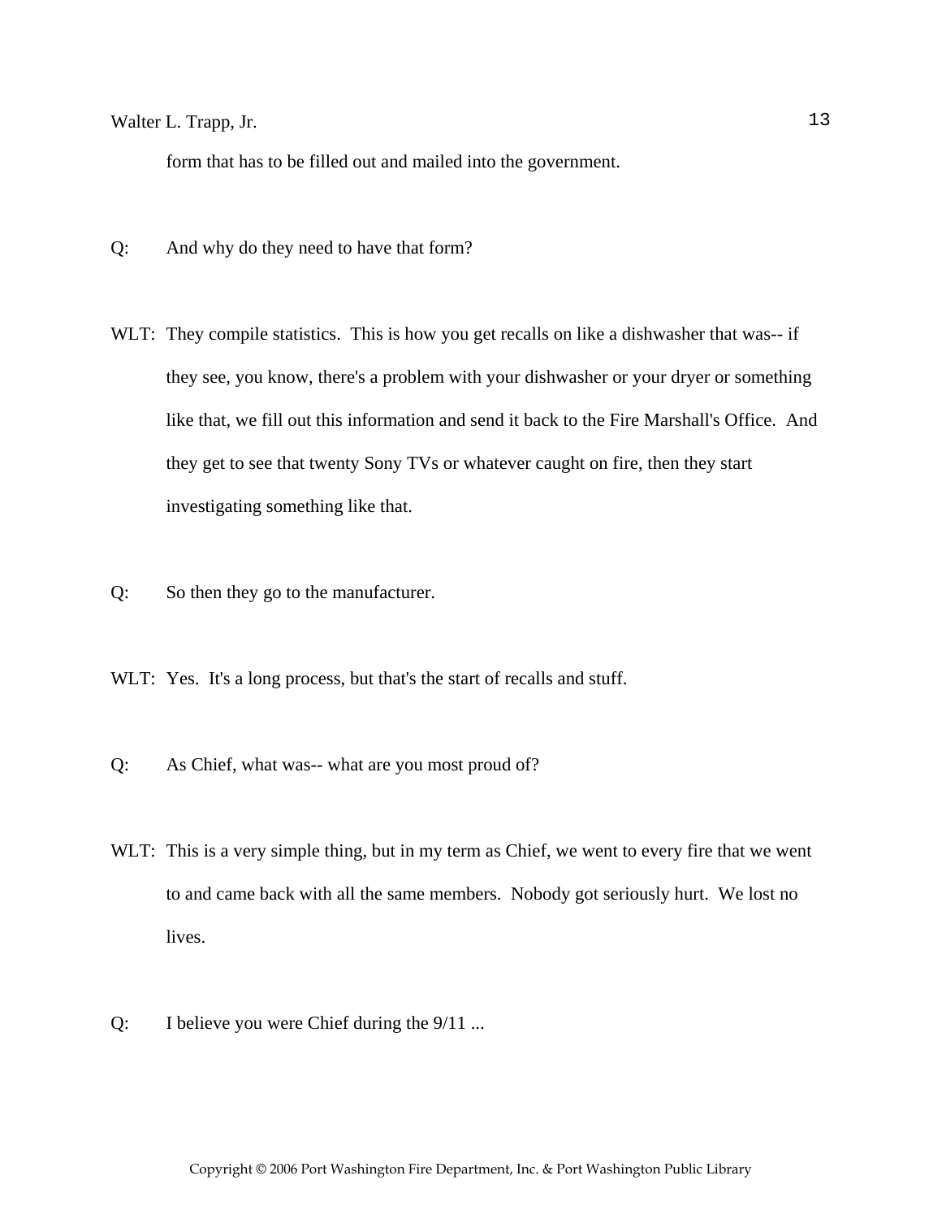form that has to be filled out and mailed into the government.

Q: And why do they need to have that form?

WLT: They compile statistics. This is how you get recalls on like a dishwasher that was-- if they see, you know, there's a problem with your dishwasher or your dryer or something like that, we fill out this information and send it back to the Fire Marshall's Office. And they get to see that twenty Sony TVs or whatever caught on fire, then they start investigating something like that.

Q: So then they go to the manufacturer.

WLT: Yes. It's a long process, but that's the start of recalls and stuff.

Q: As Chief, what was-- what are you most proud of?

WLT: This is a very simple thing, but in my term as Chief, we went to every fire that we went to and came back with all the same members. Nobody got seriously hurt. We lost no lives.

Q: I believe you were Chief during the 9/11 ...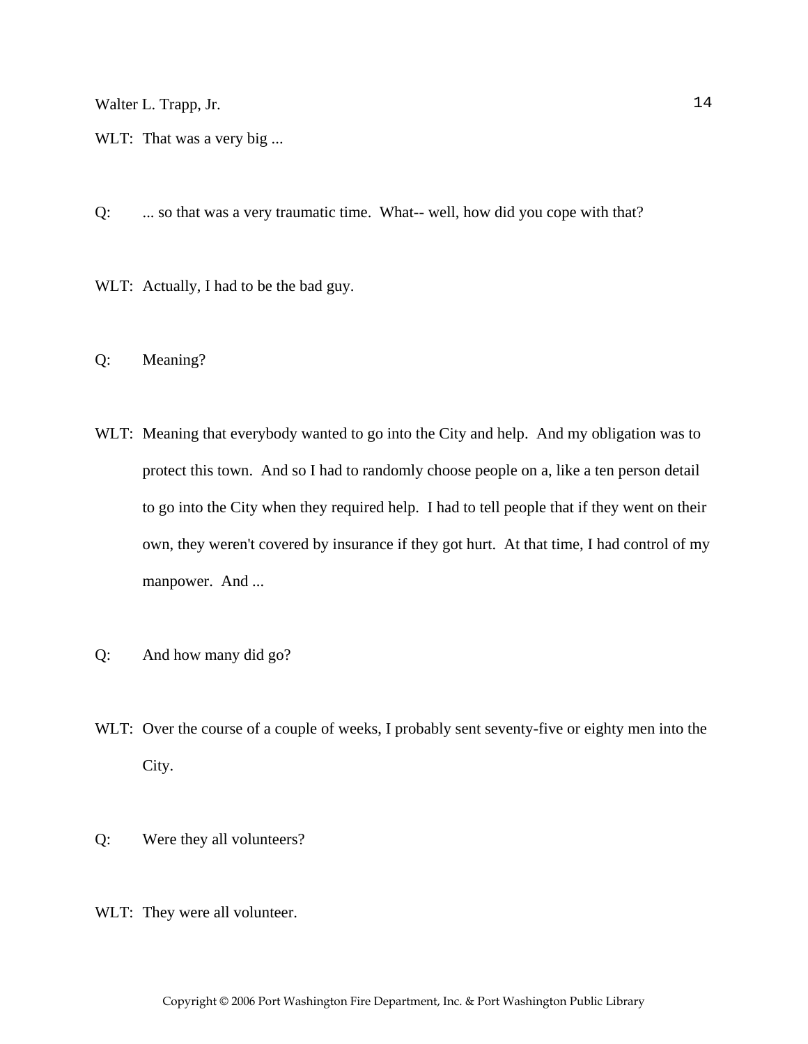WLT: That was a very big ...

Q: ... so that was a very traumatic time. What-- well, how did you cope with that?

WLT: Actually, I had to be the bad guy.

Q: Meaning?

WLT: Meaning that everybody wanted to go into the City and help. And my obligation was to protect this town. And so I had to randomly choose people on a, like a ten person detail to go into the City when they required help. I had to tell people that if they went on their own, they weren't covered by insurance if they got hurt. At that time, I had control of my manpower. And ...

Q: And how many did go?

WLT: Over the course of a couple of weeks, I probably sent seventy-five or eighty men into the City.

Q: Were they all volunteers?

WLT: They were all volunteer.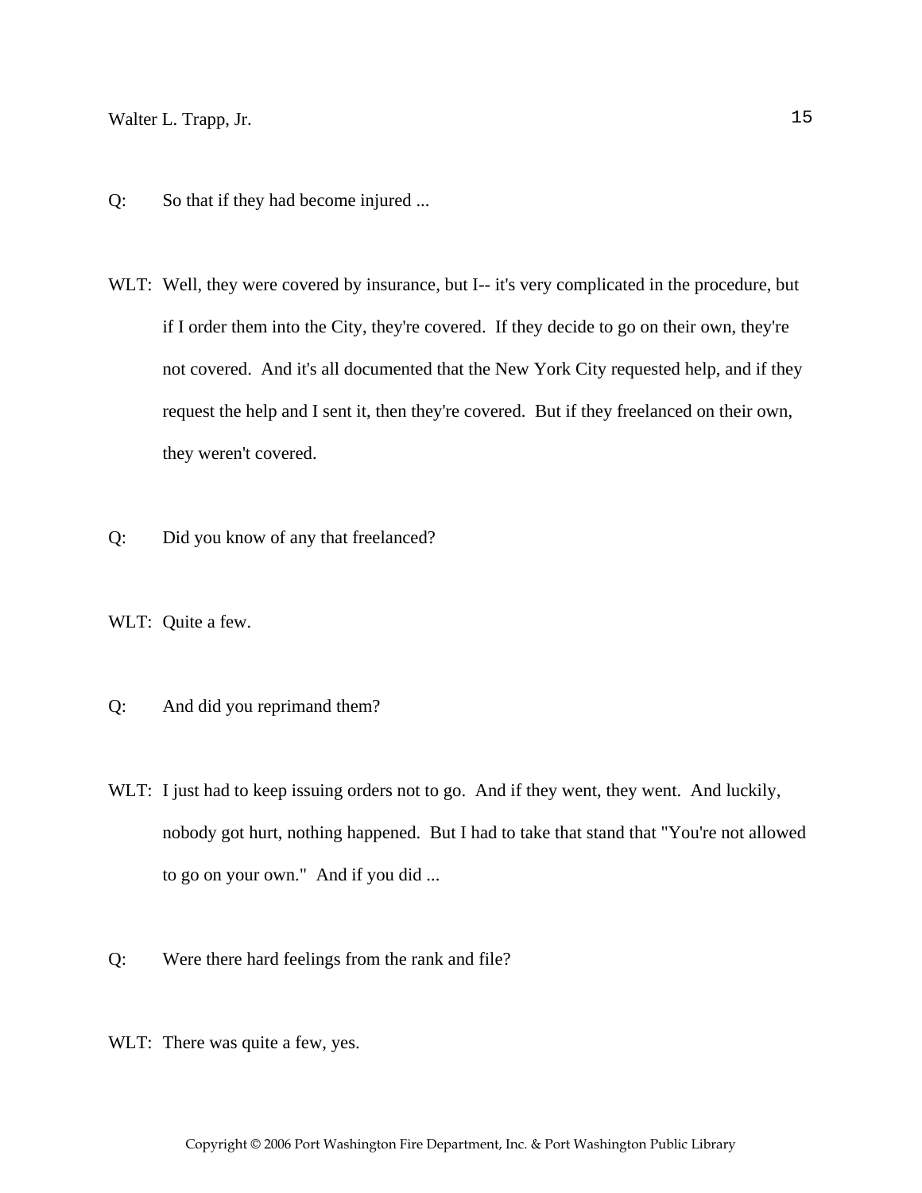Q: So that if they had become injured ...

WLT: Well, they were covered by insurance, but I-- it's very complicated in the procedure, but if I order them into the City, they're covered. If they decide to go on their own, they're not covered. And it's all documented that the New York City requested help, and if they request the help and I sent it, then they're covered. But if they freelanced on their own, they weren't covered.

Q: Did you know of any that freelanced?

WLT: Quite a few.

Q: And did you reprimand them?

WLT: I just had to keep issuing orders not to go. And if they went, they went. And luckily, nobody got hurt, nothing happened. But I had to take that stand that "You're not allowed to go on your own." And if you did ...

Q: Were there hard feelings from the rank and file?

WLT: There was quite a few, yes.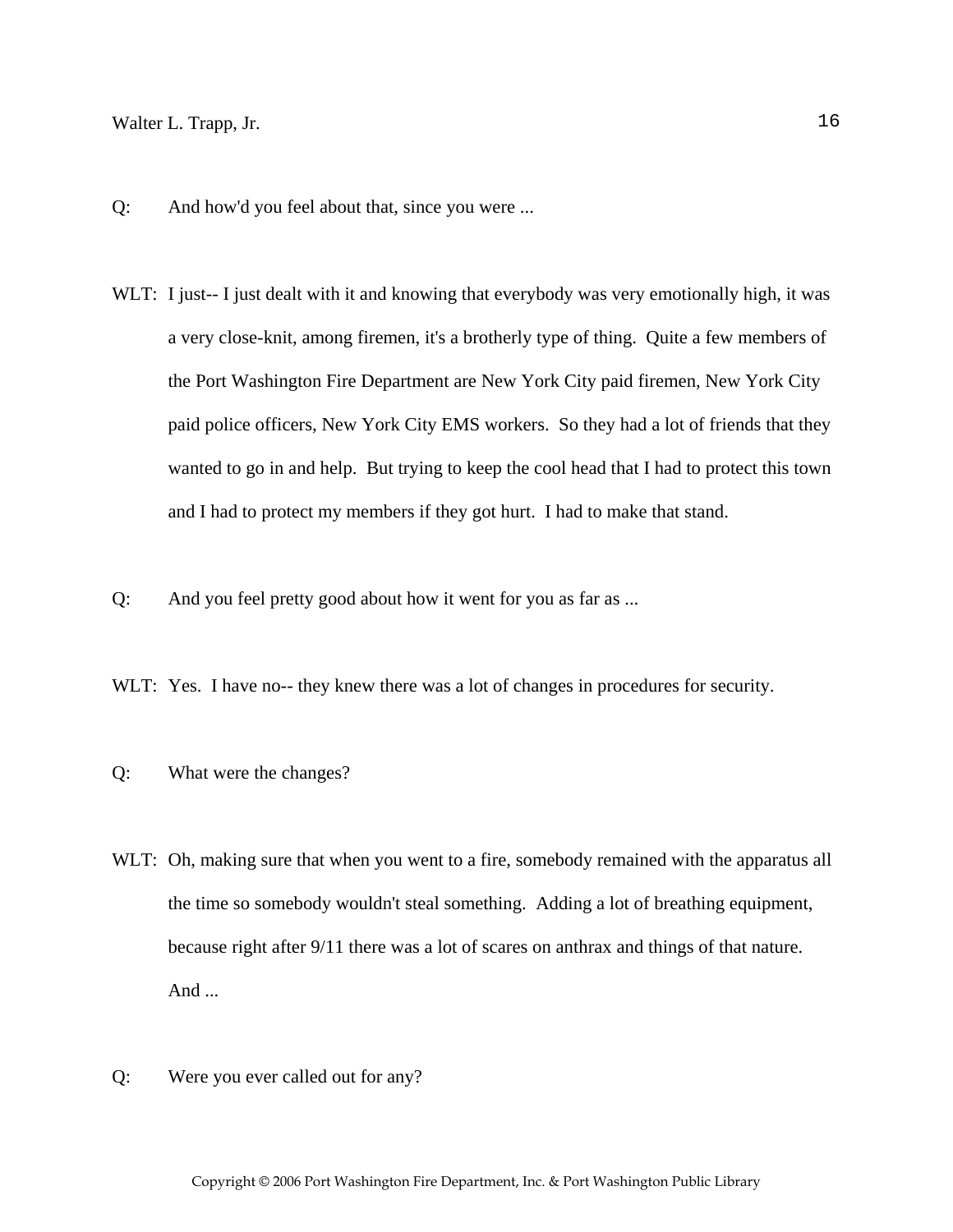Q: And how'd you feel about that, since you were ...

WLT: I just-- I just dealt with it and knowing that everybody was very emotionally high, it was a very close-knit, among firemen, it's a brotherly type of thing. Quite a few members of the Port Washington Fire Department are New York City paid firemen, New York City paid police officers, New York City EMS workers. So they had a lot of friends that they wanted to go in and help. But trying to keep the cool head that I had to protect this town and I had to protect my members if they got hurt. I had to make that stand.

Q: And you feel pretty good about how it went for you as far as ...

WLT: Yes. I have no-- they knew there was a lot of changes in procedures for security.

Q: What were the changes?

WLT: Oh, making sure that when you went to a fire, somebody remained with the apparatus all the time so somebody wouldn't steal something. Adding a lot of breathing equipment, because right after 9/11 there was a lot of scares on anthrax and things of that nature. And ...

Q: Were you ever called out for any?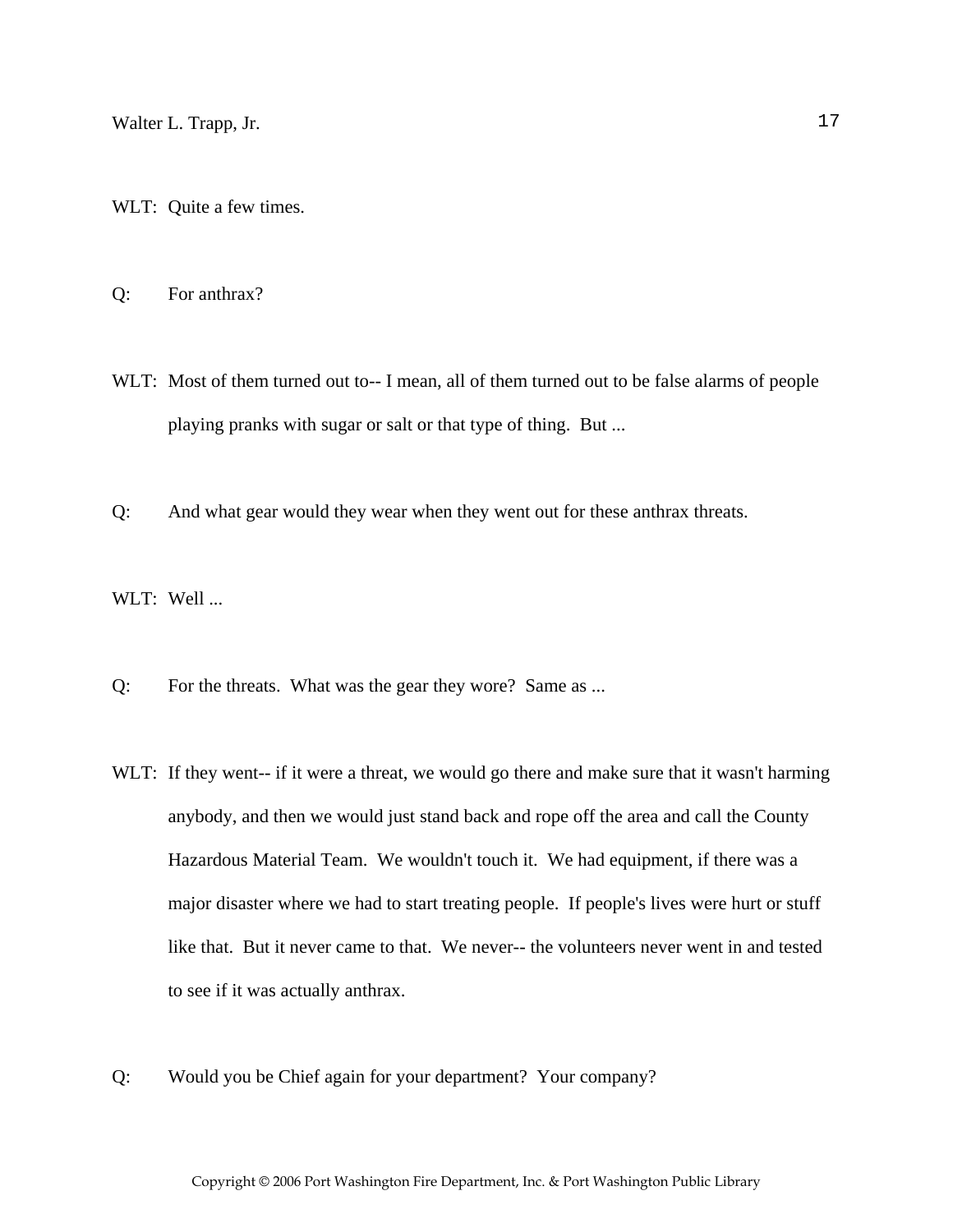WLT: Quite a few times.

Q: For anthrax?

WLT: Most of them turned out to-- I mean, all of them turned out to be false alarms of people playing pranks with sugar or salt or that type of thing. But ...

Q: And what gear would they wear when they went out for these anthrax threats.

WLT: Well ...

Q: For the threats. What was the gear they wore? Same as ...

WLT: If they went-- if it were a threat, we would go there and make sure that it wasn't harming anybody, and then we would just stand back and rope off the area and call the County Hazardous Material Team. We wouldn't touch it. We had equipment, if there was a major disaster where we had to start treating people. If people's lives were hurt or stuff like that. But it never came to that. We never-- the volunteers never went in and tested to see if it was actually anthrax.

Q: Would you be Chief again for your department? Your company?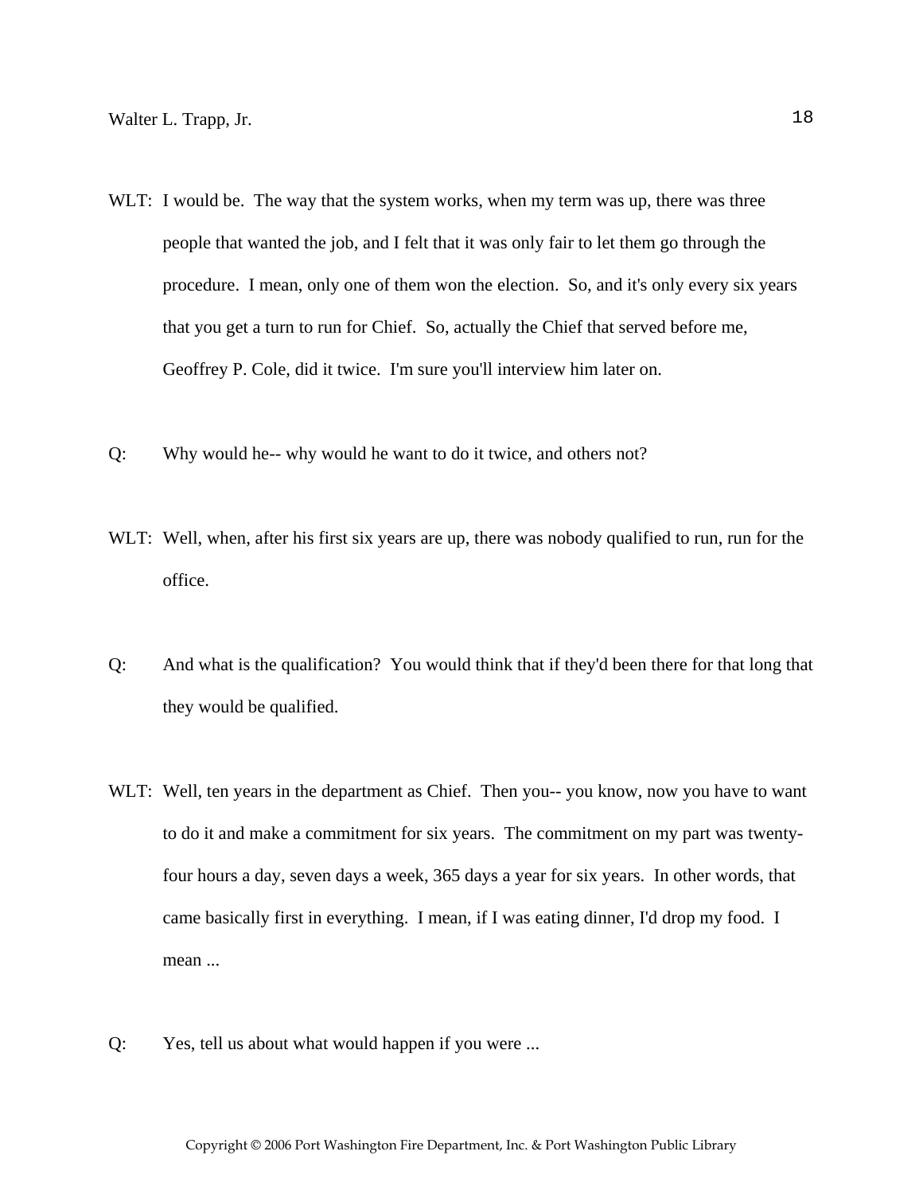WLT: I would be. The way that the system works, when my term was up, there was three people that wanted the job, and I felt that it was only fair to let them go through the procedure. I mean, only one of them won the election. So, and it's only every six years that you get a turn to run for Chief. So, actually the Chief that served before me, Geoffrey P. Cole, did it twice. I'm sure you'll interview him later on.

Q: Why would he-- why would he want to do it twice, and others not?

WLT: Well, when, after his first six years are up, there was nobody qualified to run, run for the office.

Q: And what is the qualification? You would think that if they'd been there for that long that they would be qualified.

WLT: Well, ten years in the department as Chief. Then you-- you know, now you have to want to do it and make a commitment for six years. The commitment on my part was twenty-four hours a day, seven days a week, 365 days a year for six years. In other words, that came basically first in everything. I mean, if I was eating dinner, I'd drop my food. I mean ...

Q: Yes, tell us about what would happen if you were ...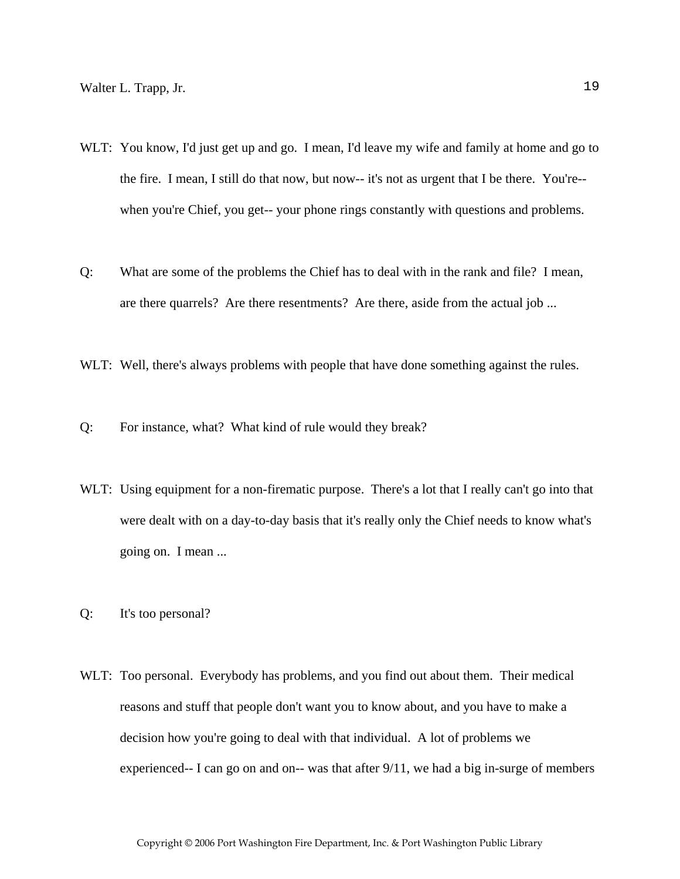WLT: You know, I'd just get up and go. I mean, I'd leave my wife and family at home and go to the fire. I mean, I still do that now, but now-- it's not as urgent that I be there. You're-- when you're Chief, you get-- your phone rings constantly with questions and problems.

Q: What are some of the problems the Chief has to deal with in the rank and file? I mean, are there quarrels? Are there resentments? Are there, aside from the actual job ...

WLT: Well, there's always problems with people that have done something against the rules.

Q: For instance, what? What kind of rule would they break?

WLT: Using equipment for a non-firematic purpose. There's a lot that I really can't go into that were dealt with on a day-to-day basis that it's really only the Chief needs to know what's going on. I mean ...

Q: It's too personal?

WLT: Too personal. Everybody has problems, and you find out about them. Their medical reasons and stuff that people don't want you to know about, and you have to make a decision how you're going to deal with that individual. A lot of problems we experienced-- I can go on and on-- was that after 9/11, we had a big in-surge of members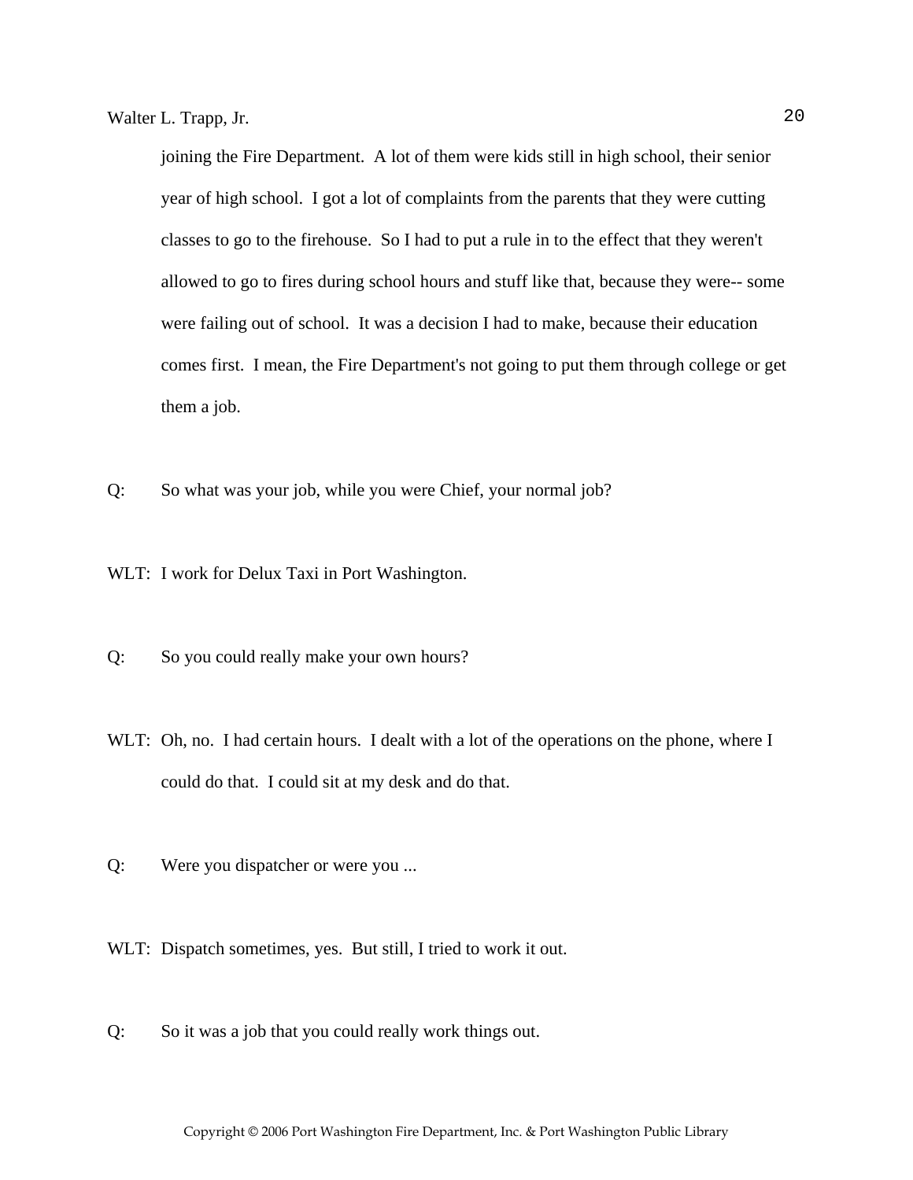joining the Fire Department. A lot of them were kids still in high school, their senior year of high school. I got a lot of complaints from the parents that they were cutting classes to go to the firehouse. So I had to put a rule in to the effect that they weren't allowed to go to fires during school hours and stuff like that, because they were-- some were failing out of school. It was a decision I had to make, because their education comes first. I mean, the Fire Department's not going to put them through college or get them a job.

Q: So what was your job, while you were Chief, your normal job?

WLT: I work for Delux Taxi in Port Washington.

Q: So you could really make your own hours?

WLT: Oh, no. I had certain hours. I dealt with a lot of the operations on the phone, where I could do that. I could sit at my desk and do that.

Q: Were you dispatcher or were you ...

WLT: Dispatch sometimes, yes. But still, I tried to work it out.

Q: So it was a job that you could really work things out.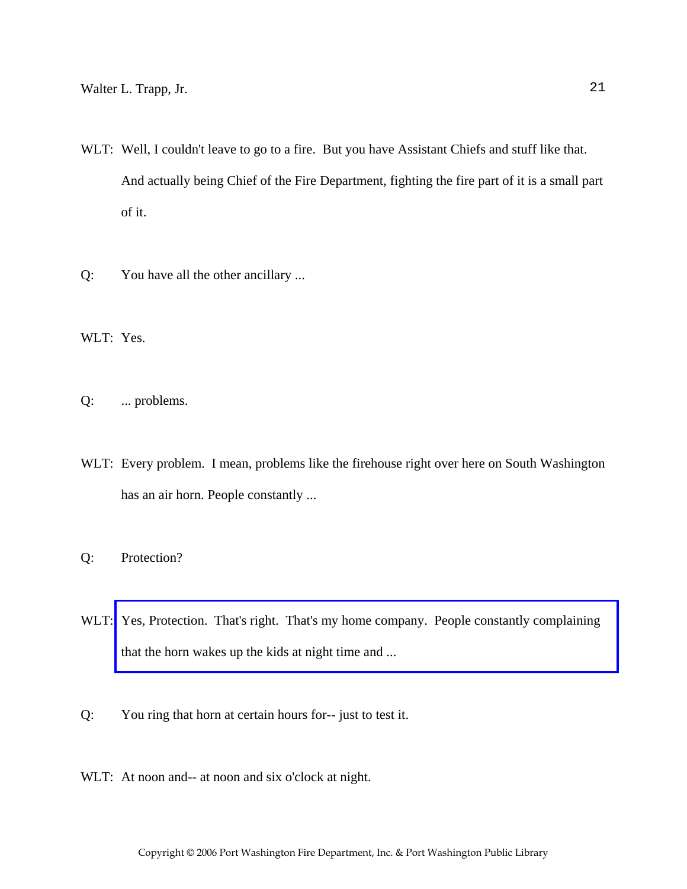WLT: Well, I couldn't leave to go to a fire. But you have Assistant Chiefs and stuff like that. And actually being Chief of the Fire Department, fighting the fire part of it is a small part of it.

Q: You have all the other ancillary ...

WLT: Yes.

Q: ... problems.

WLT: Every problem. I mean, problems like the firehouse right over here on South Washington has an air horn. People constantly ...

Q: Protection?

WLT: Yes, Protection. That's right. That's my home company. People constantly complaining that the horn wakes up the kids at night time and ...

Q: You ring that horn at certain hours for-- just to test it.

WLT: At noon and-- at noon and six o'clock at night.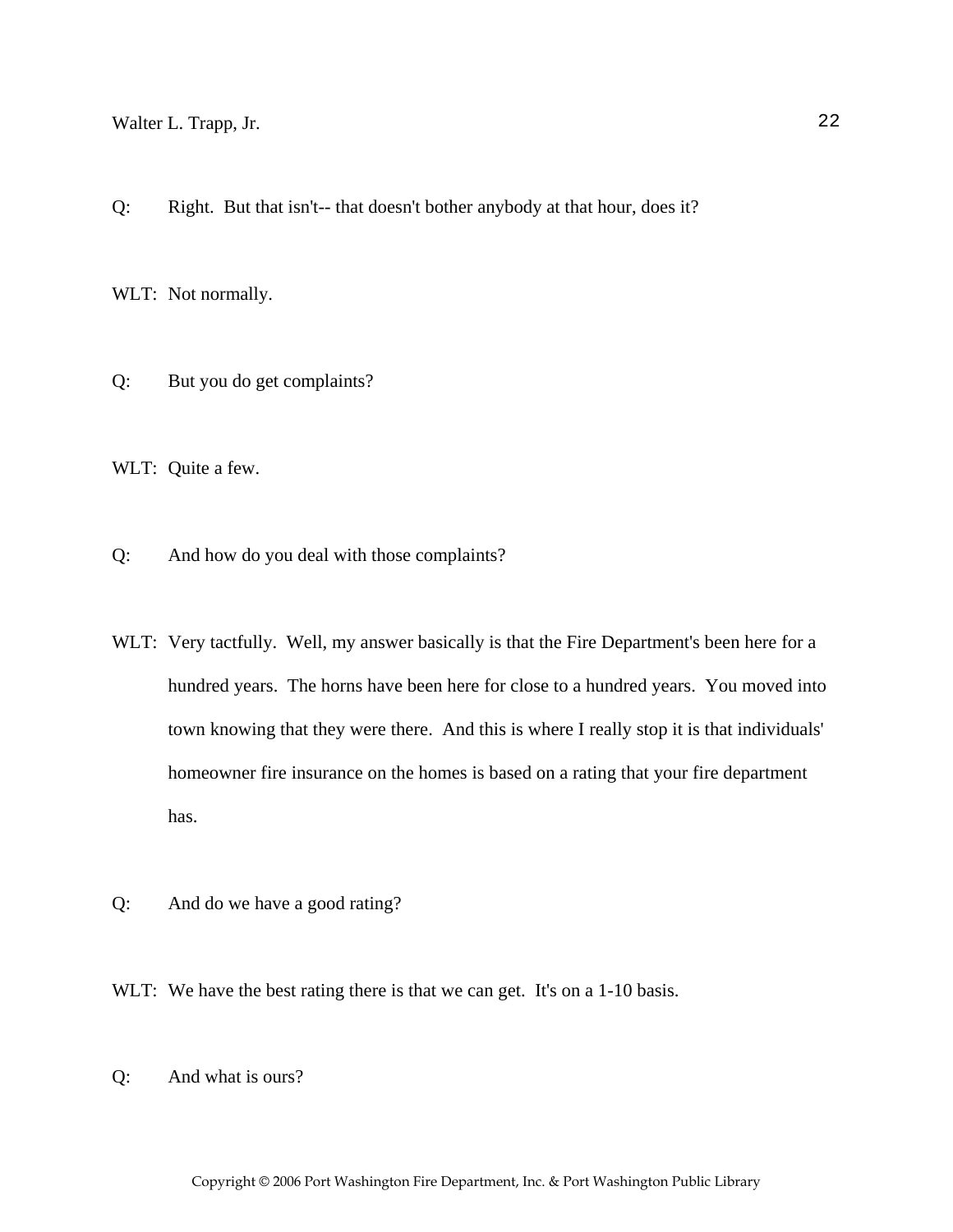Q: Right. But that isn't-- that doesn't bother anybody at that hour, does it?

WLT: Not normally.

Q: But you do get complaints?

WLT: Quite a few.

Q: And how do you deal with those complaints?

WLT: Very tactfully. Well, my answer basically is that the Fire Department's been here for a hundred years. The horns have been here for close to a hundred years. You moved into town knowing that they were there. And this is where I really stop it is that individuals' homeowner fire insurance on the homes is based on a rating that your fire department has.

Q: And do we have a good rating?

WLT: We have the best rating there is that we can get. It's on a 1-10 basis.

Q: And what is ours?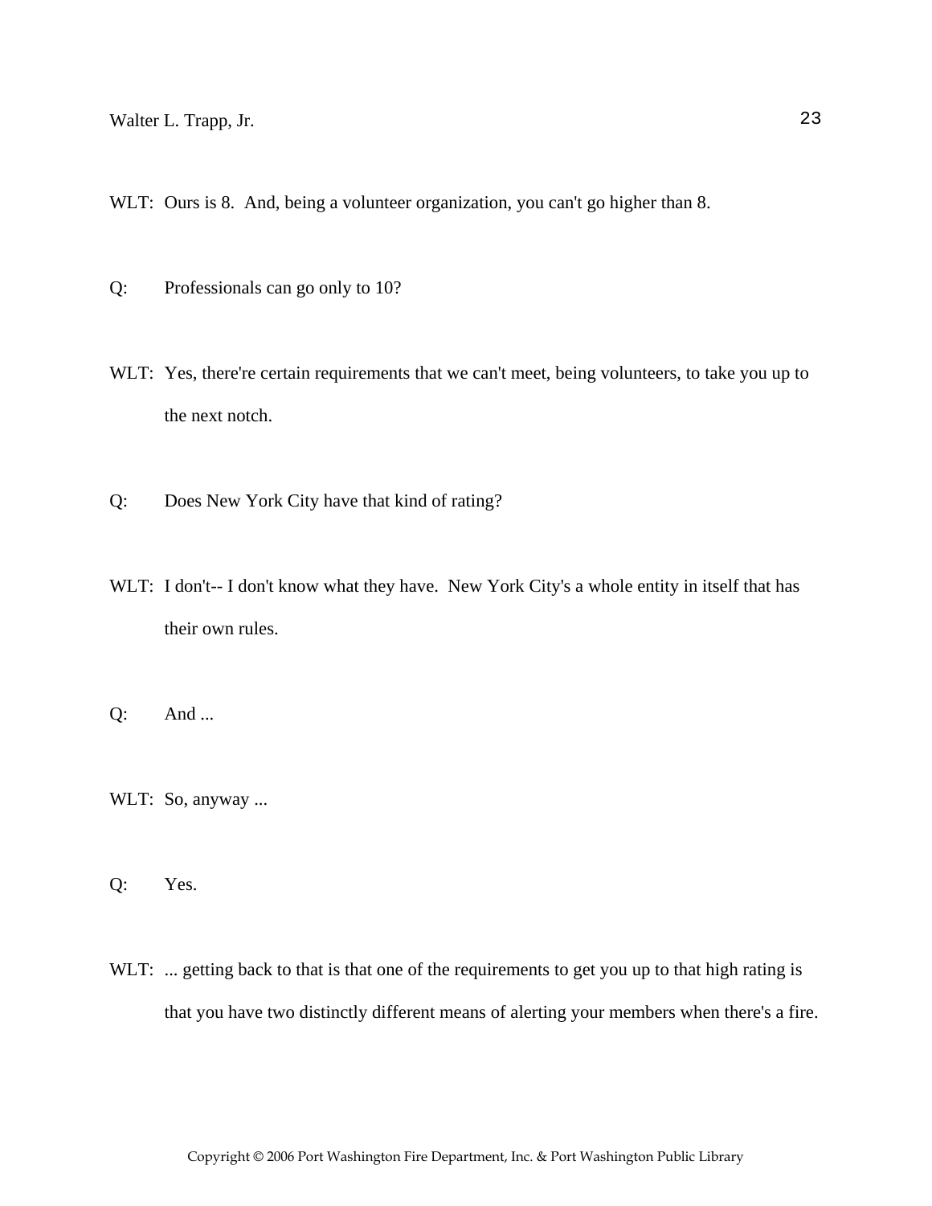WLT: Ours is 8. And, being a volunteer organization, you can't go higher than 8.

Q: Professionals can go only to 10?

WLT: Yes, there're certain requirements that we can't meet, being volunteers, to take you up to the next notch.

Q: Does New York City have that kind of rating?

WLT: I don't-- I don't know what they have. New York City's a whole entity in itself that has their own rules.

Q: And ...

WLT: So, anyway ...

Q: Yes.

WLT: ... getting back to that is that one of the requirements to get you up to that high rating is that you have two distinctly different means of alerting your members when there's a fire.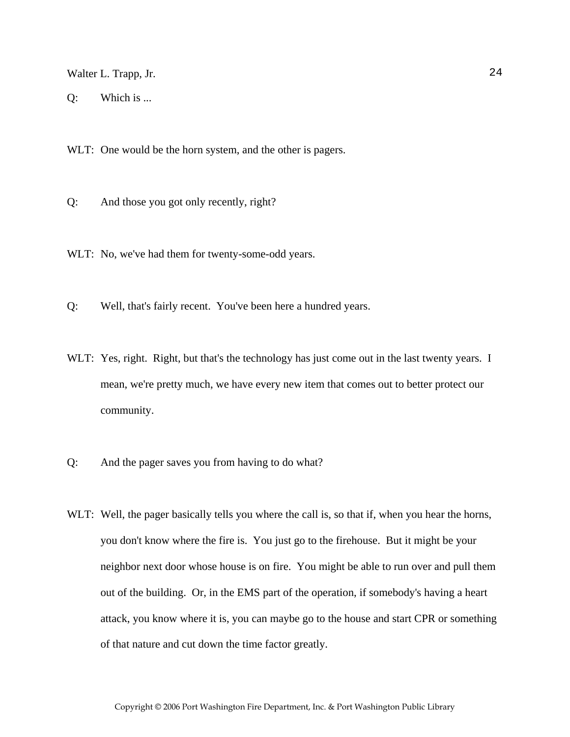Q: Which is ...

WLT: One would be the horn system, and the other is pagers.

Q: And those you got only recently, right?

WLT: No, we've had them for twenty-some-odd years.

Q: Well, that's fairly recent. You've been here a hundred years.

WLT: Yes, right. Right, but that's the technology has just come out in the last twenty years. I mean, we're pretty much, we have every new item that comes out to better protect our community.

Q: And the pager saves you from having to do what?

WLT: Well, the pager basically tells you where the call is, so that if, when you hear the horns, you don't know where the fire is. You just go to the firehouse. But it might be your neighbor next door whose house is on fire. You might be able to run over and pull them out of the building. Or, in the EMS part of the operation, if somebody's having a heart attack, you know where it is, you can maybe go to the house and start CPR or something of that nature and cut down the time factor greatly.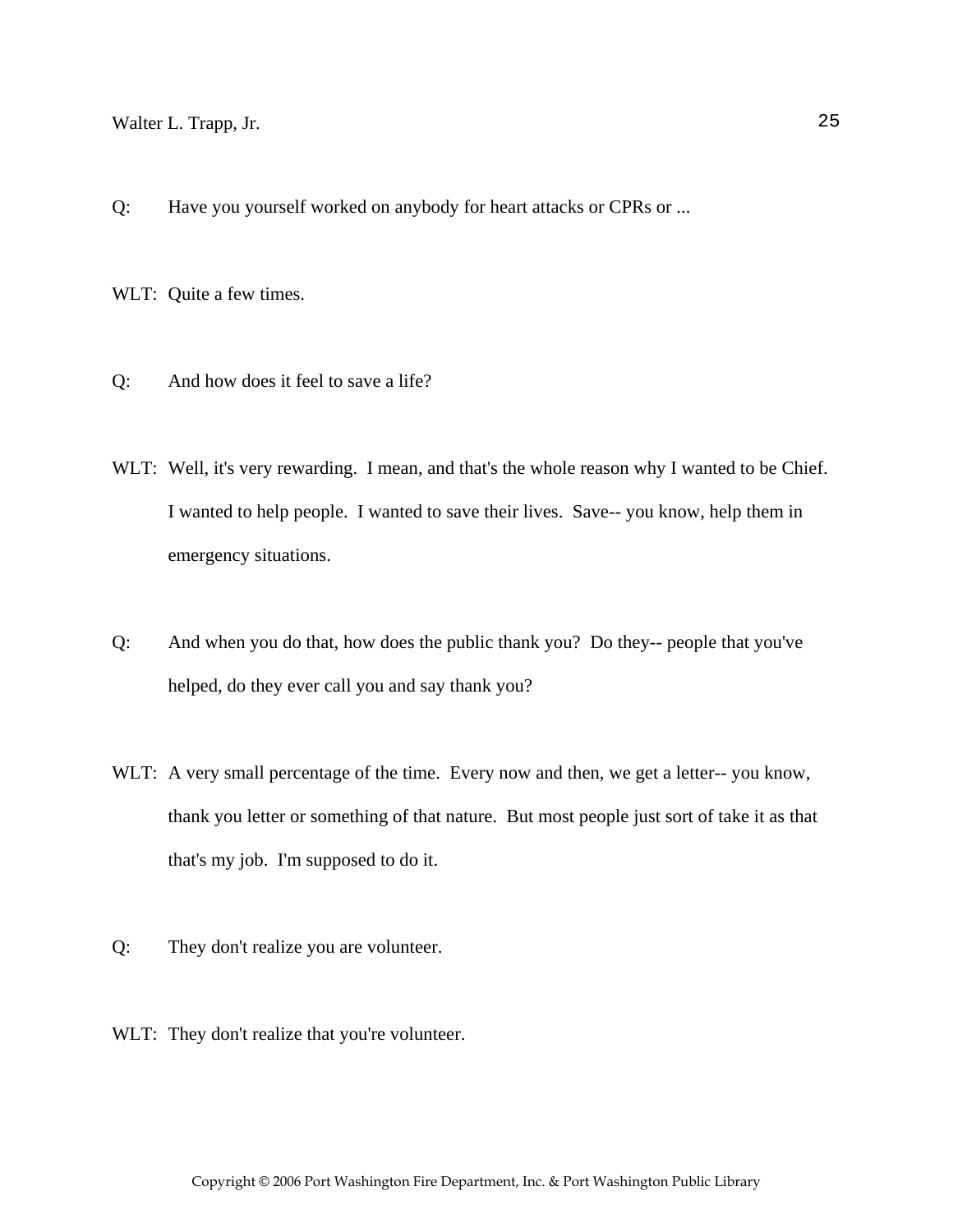Q: Have you yourself worked on anybody for heart attacks or CPRs or ...

WLT: Quite a few times.

Q: And how does it feel to save a life?

WLT: Well, it's very rewarding. I mean, and that's the whole reason why I wanted to be Chief. I wanted to help people. I wanted to save their lives. Save-- you know, help them in emergency situations.

Q: And when you do that, how does the public thank you? Do they-- people that you've helped, do they ever call you and say thank you?

WLT: A very small percentage of the time. Every now and then, we get a letter-- you know, thank you letter or something of that nature. But most people just sort of take it as that that's my job. I'm supposed to do it.

Q: They don't realize you are volunteer.

WLT: They don't realize that you're volunteer.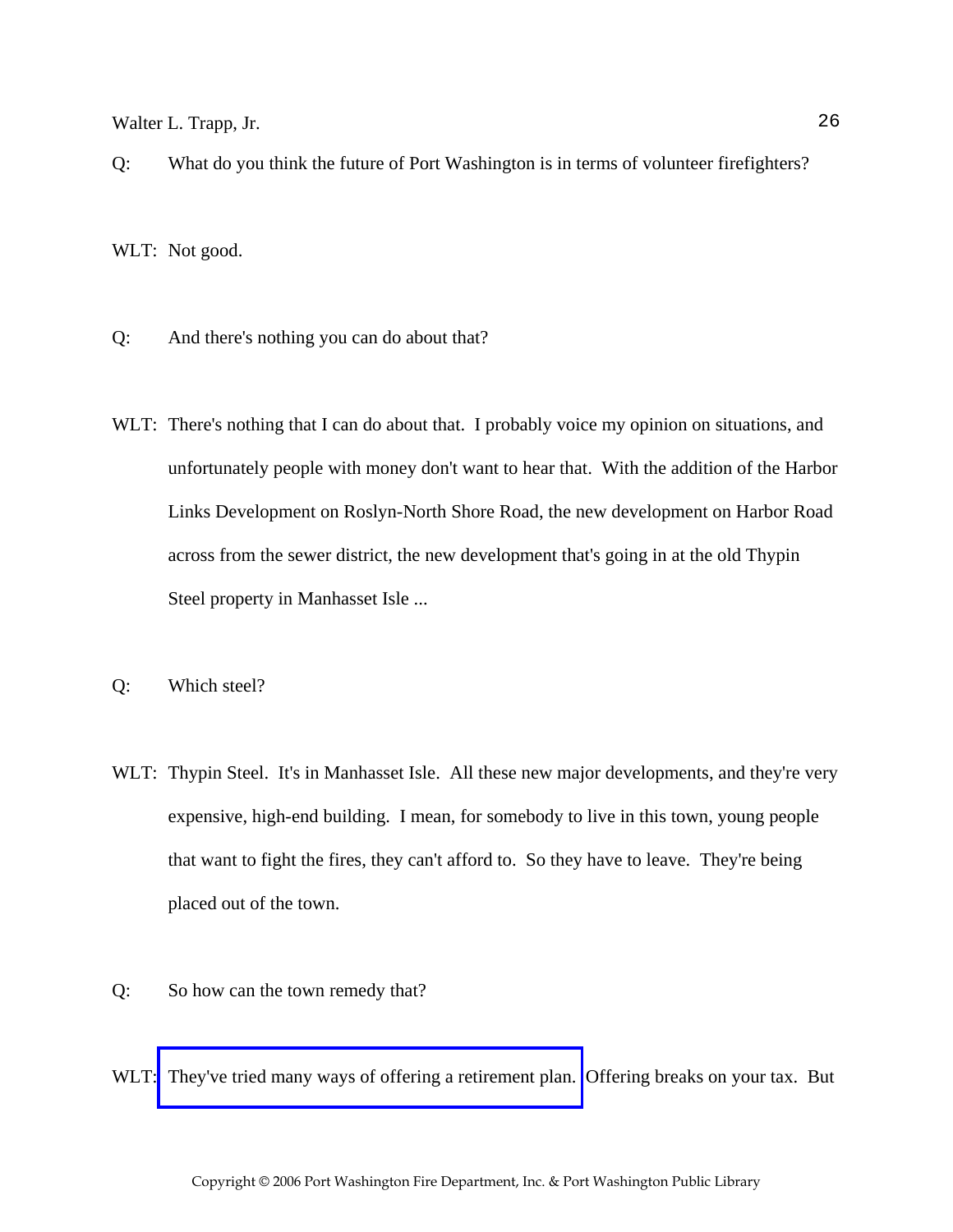Q: What do you think the future of Port Washington is in terms of volunteer firefighters?

WLT: Not good.

Q: And there's nothing you can do about that?

WLT: There's nothing that I can do about that. I probably voice my opinion on situations, and unfortunately people with money don't want to hear that. With the addition of the Harbor Links Development on Roslyn-North Shore Road, the new development on Harbor Road across from the sewer district, the new development that's going in at the old Thypin Steel property in Manhasset Isle ...

Q: Which steel?

WLT: Thypin Steel. It's in Manhasset Isle. All these new major developments, and they're very expensive, high-end building. I mean, for somebody to live in this town, young people that want to fight the fires, they can't afford to. So they have to leave. They're being placed out of the town.

Q: So how can the town remedy that?

WLT: They've tried many ways of offering a retirement plan. Offering breaks on your tax. But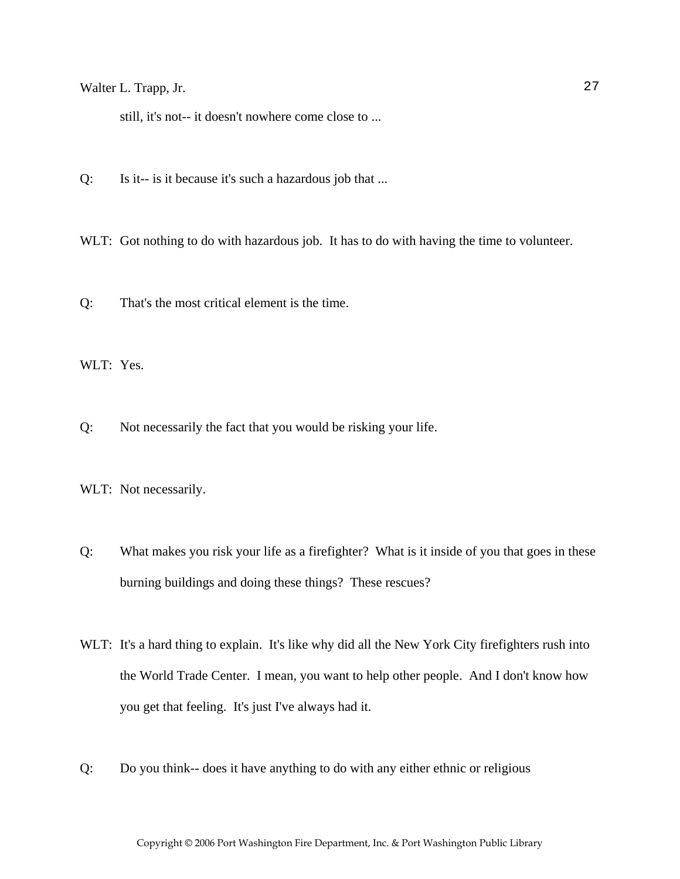still, it's not-- it doesn't nowhere come close to ...

Q: Is it-- is it because it's such a hazardous job that ...

WLT: Got nothing to do with hazardous job. It has to do with having the time to volunteer.

Q: That's the most critical element is the time.

WLT: Yes.

Q: Not necessarily the fact that you would be risking your life.

WLT: Not necessarily.

Q: What makes you risk your life as a firefighter? What is it inside of you that goes in these burning buildings and doing these things? These rescues?

WLT: It's a hard thing to explain. It's like why did all the New York City firefighters rush into the World Trade Center. I mean, you want to help other people. And I don't know how you get that feeling. It's just I've always had it.

Q: Do you think-- does it have anything to do with any either ethnic or religious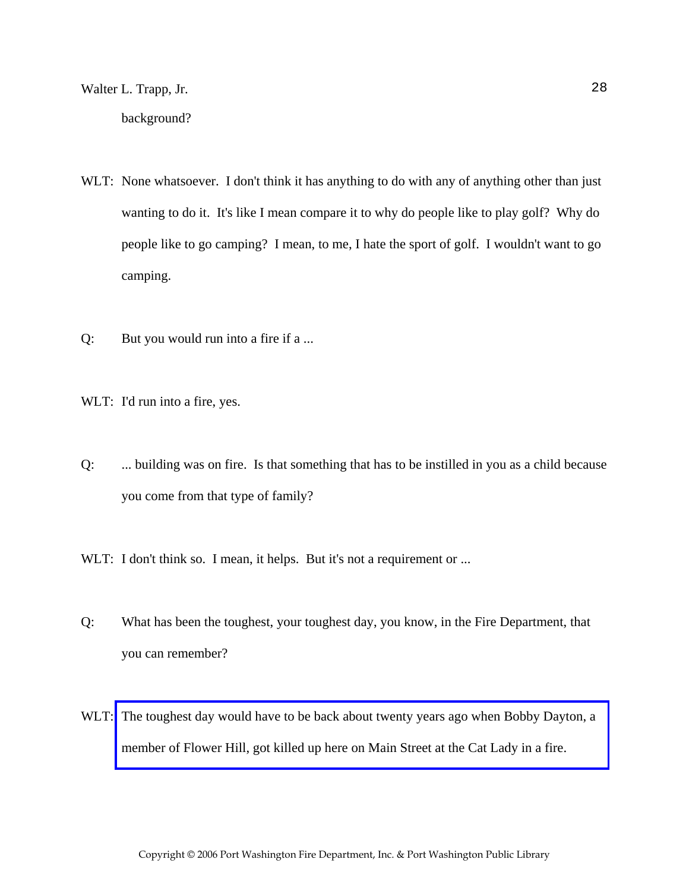background?

WLT: None whatsoever. I don't think it has anything to do with any of anything other than just wanting to do it. It's like I mean compare it to why do people like to play golf? Why do people like to go camping? I mean, to me, I hate the sport of golf. I wouldn't want to go camping.

Q: But you would run into a fire if a ...

WLT: I'd run into a fire, yes.

Q: ... building was on fire. Is that something that has to be instilled in you as a child because you come from that type of family?

WLT: I don't think so. I mean, it helps. But it's not a requirement or ...

Q: What has been the toughest, your toughest day, you know, in the Fire Department, that you can remember?

WLT: The toughest day would have to be back about twenty years ago when Bobby Dayton, a member of Flower Hill, got killed up here on Main Street at the Cat Lady in a fire.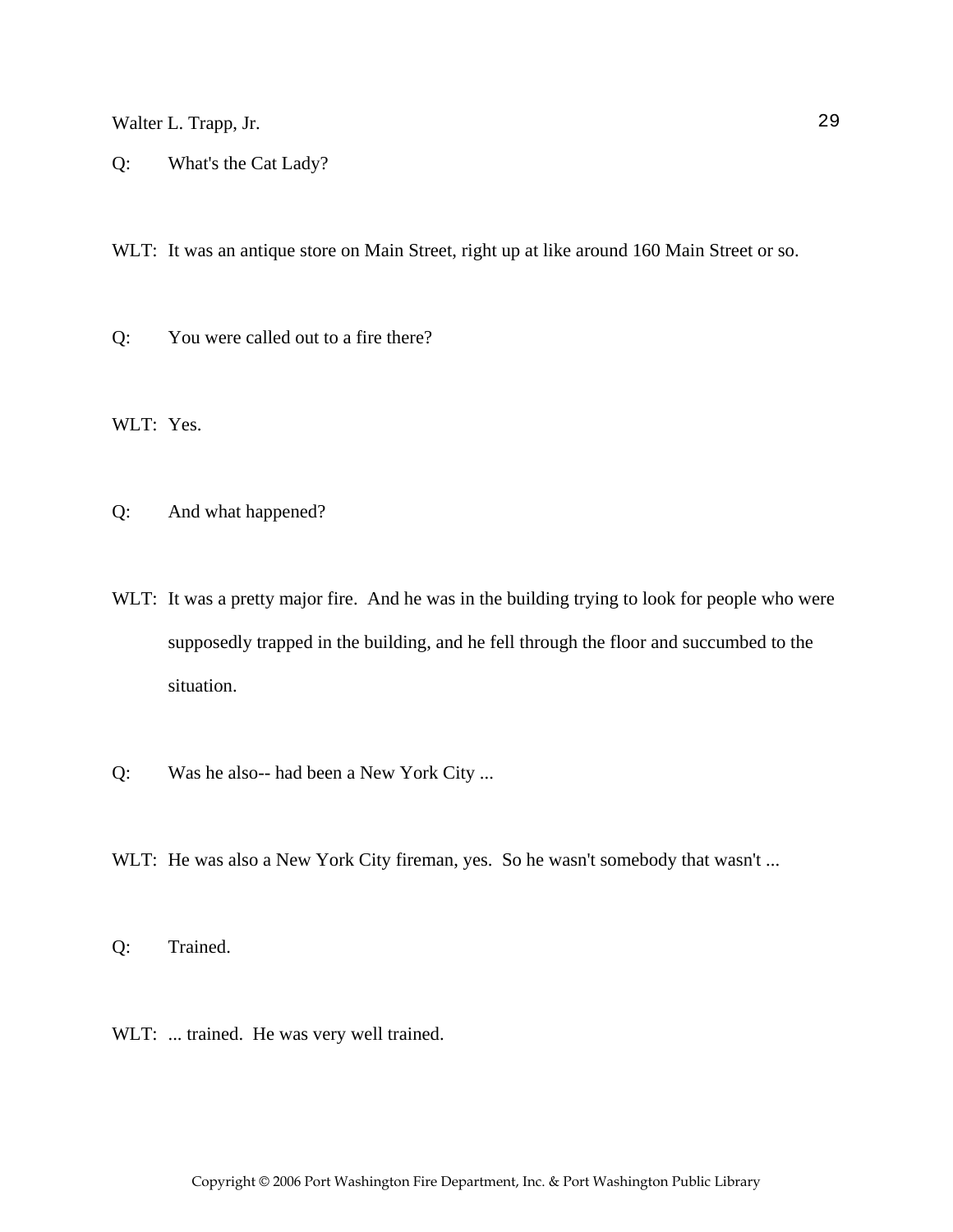Q: What's the Cat Lady?

WLT: It was an antique store on Main Street, right up at like around 160 Main Street or so.

Q: You were called out to a fire there?

WLT: Yes.

Q: And what happened?

WLT: It was a pretty major fire. And he was in the building trying to look for people who were supposedly trapped in the building, and he fell through the floor and succumbed to the situation.

Q: Was he also-- had been a New York City ...

WLT: He was also a New York City fireman, yes. So he wasn't somebody that wasn't ...

Q: Trained.

WLT: ... trained. He was very well trained.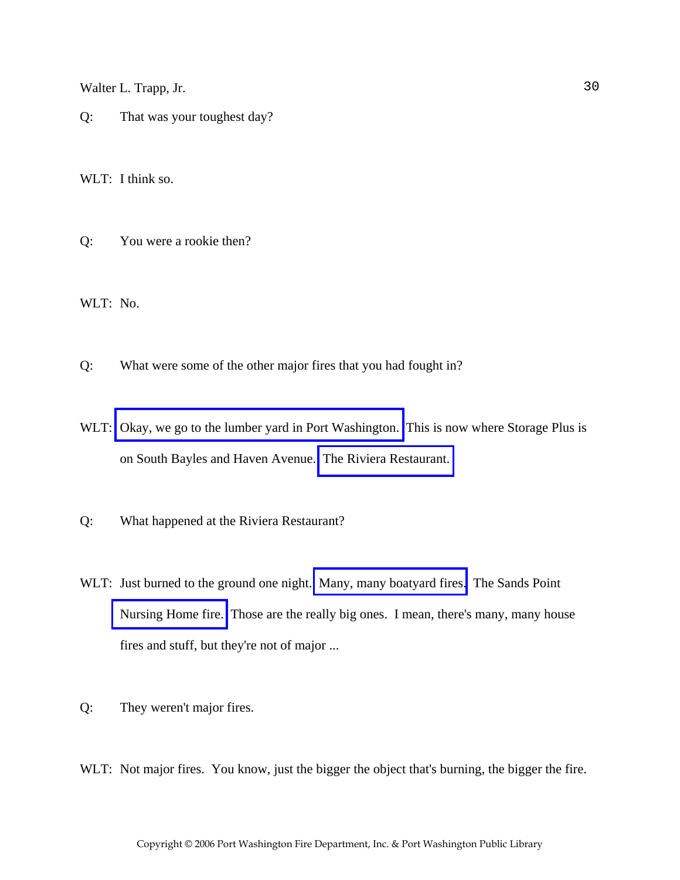Q: That was your toughest day?

WLT: I think so.

Q: You were a rookie then?

WLT: No.

Q: What were some of the other major fires that you had fought in?

WLT: Okay, we go to the lumber yard in Port Washington. This is now where Storage Plus is on South Bayles and Haven Avenue. The Riviera Restaurant.

Q: What happened at the Riviera Restaurant?

WLT: Just burned to the ground one night. Many, many boatyard fires. The Sands Point Nursing Home fire. Those are the really big ones. I mean, there's many, many house fires and stuff, but they're not of major ...

Q: They weren't major fires.

WLT: Not major fires. You know, just the bigger the object that's burning, the bigger the fire.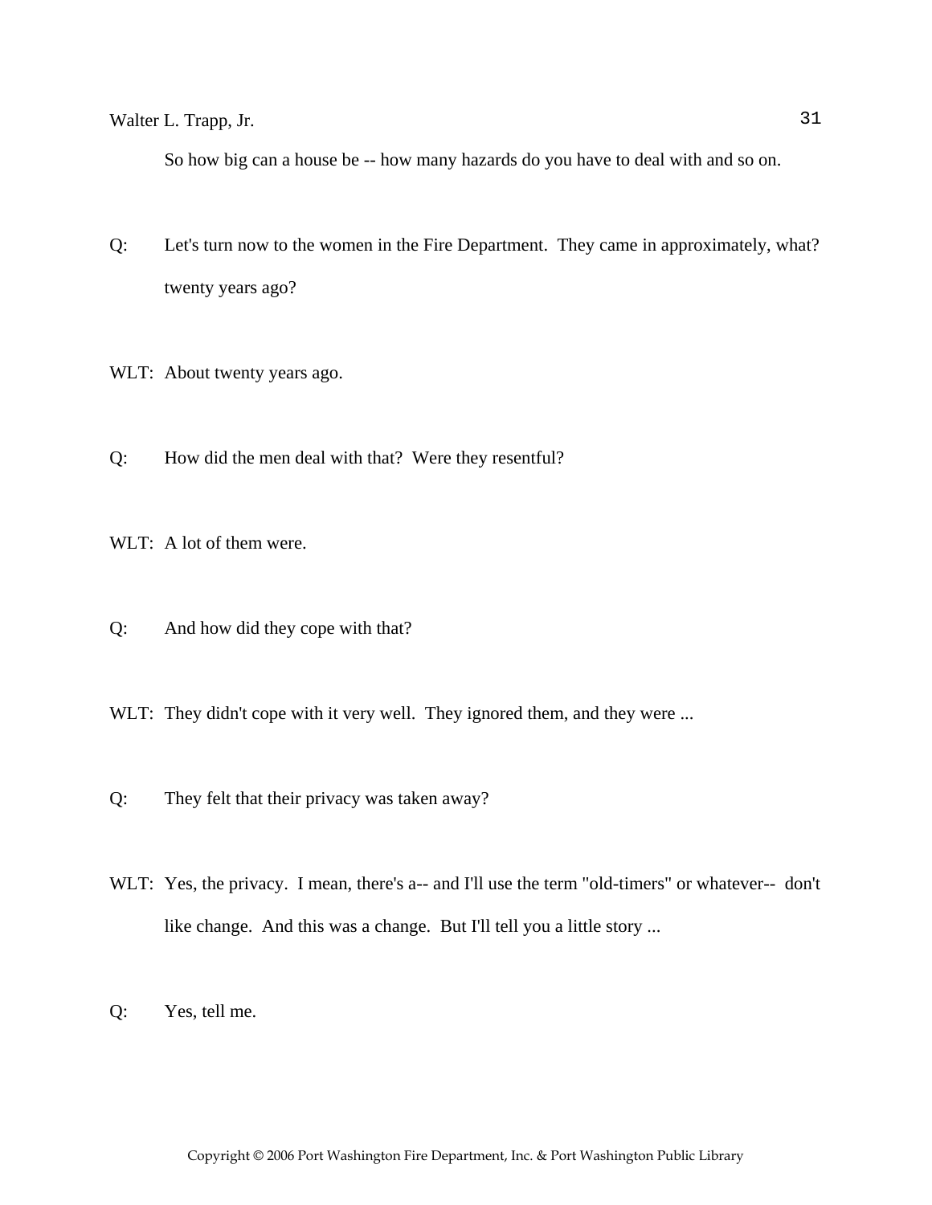So how big can a house be -- how many hazards do you have to deal with and so on.

Q: Let's turn now to the women in the Fire Department. They came in approximately, what? twenty years ago?

WLT: About twenty years ago.

Q: How did the men deal with that? Were they resentful?

WLT: A lot of them were.

Q: And how did they cope with that?

WLT: They didn't cope with it very well. They ignored them, and they were ...

Q: They felt that their privacy was taken away?

WLT: Yes, the privacy. I mean, there's a-- and I'll use the term "old-timers" or whatever-- don't like change. And this was a change. But I'll tell you a little story ...

Q: Yes, tell me.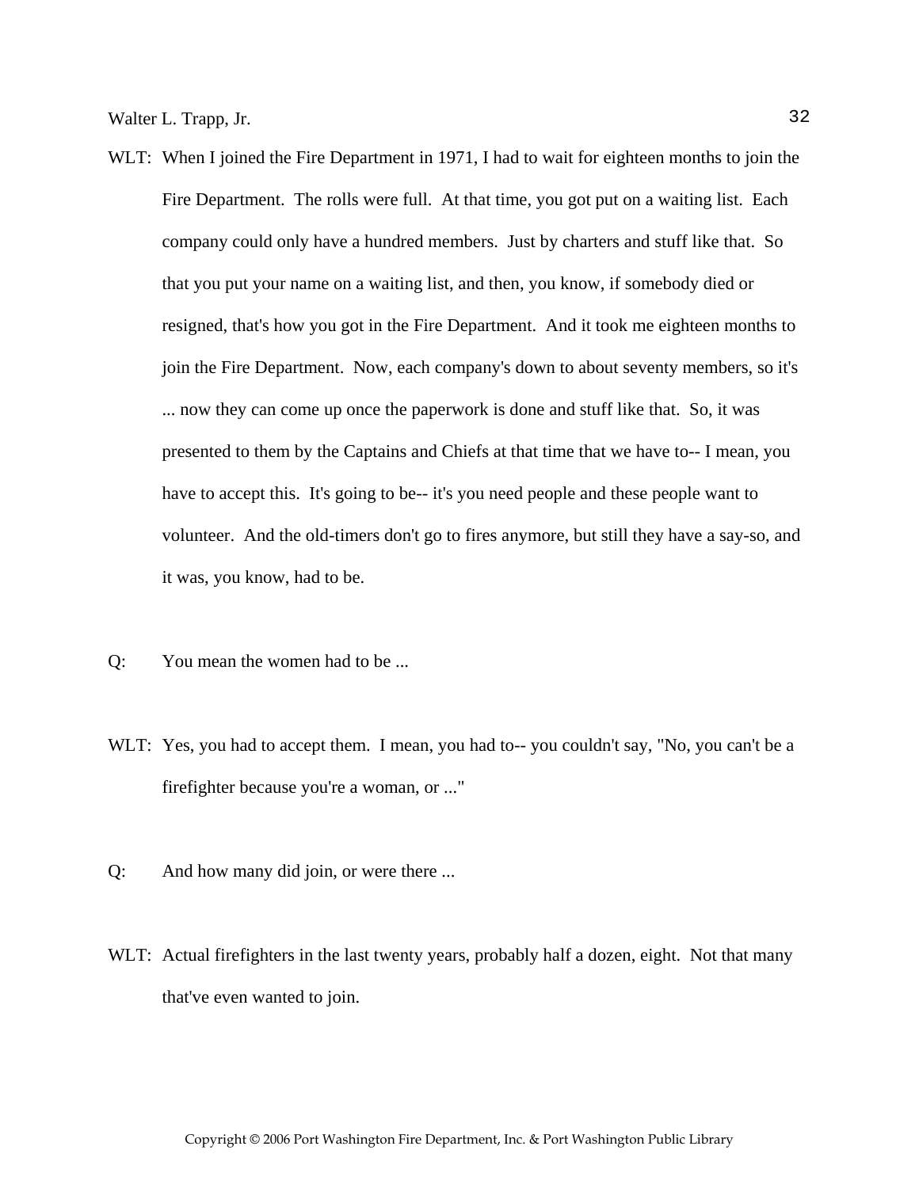WLT: When I joined the Fire Department in 1971, I had to wait for eighteen months to join the Fire Department. The rolls were full. At that time, you got put on a waiting list. Each company could only have a hundred members. Just by charters and stuff like that. So that you put your name on a waiting list, and then, you know, if somebody died or resigned, that's how you got in the Fire Department. And it took me eighteen months to join the Fire Department. Now, each company's down to about seventy members, so it's ... now they can come up once the paperwork is done and stuff like that. So, it was presented to them by the Captains and Chiefs at that time that we have to-- I mean, you have to accept this. It's going to be-- it's you need people and these people want to volunteer. And the old-timers don't go to fires anymore, but still they have a say-so, and it was, you know, had to be.

Q: You mean the women had to be ...

WLT: Yes, you had to accept them. I mean, you had to-- you couldn't say, "No, you can't be a firefighter because you're a woman, or ..."

Q: And how many did join, or were there ...

WLT: Actual firefighters in the last twenty years, probably half a dozen, eight. Not that many that've even wanted to join.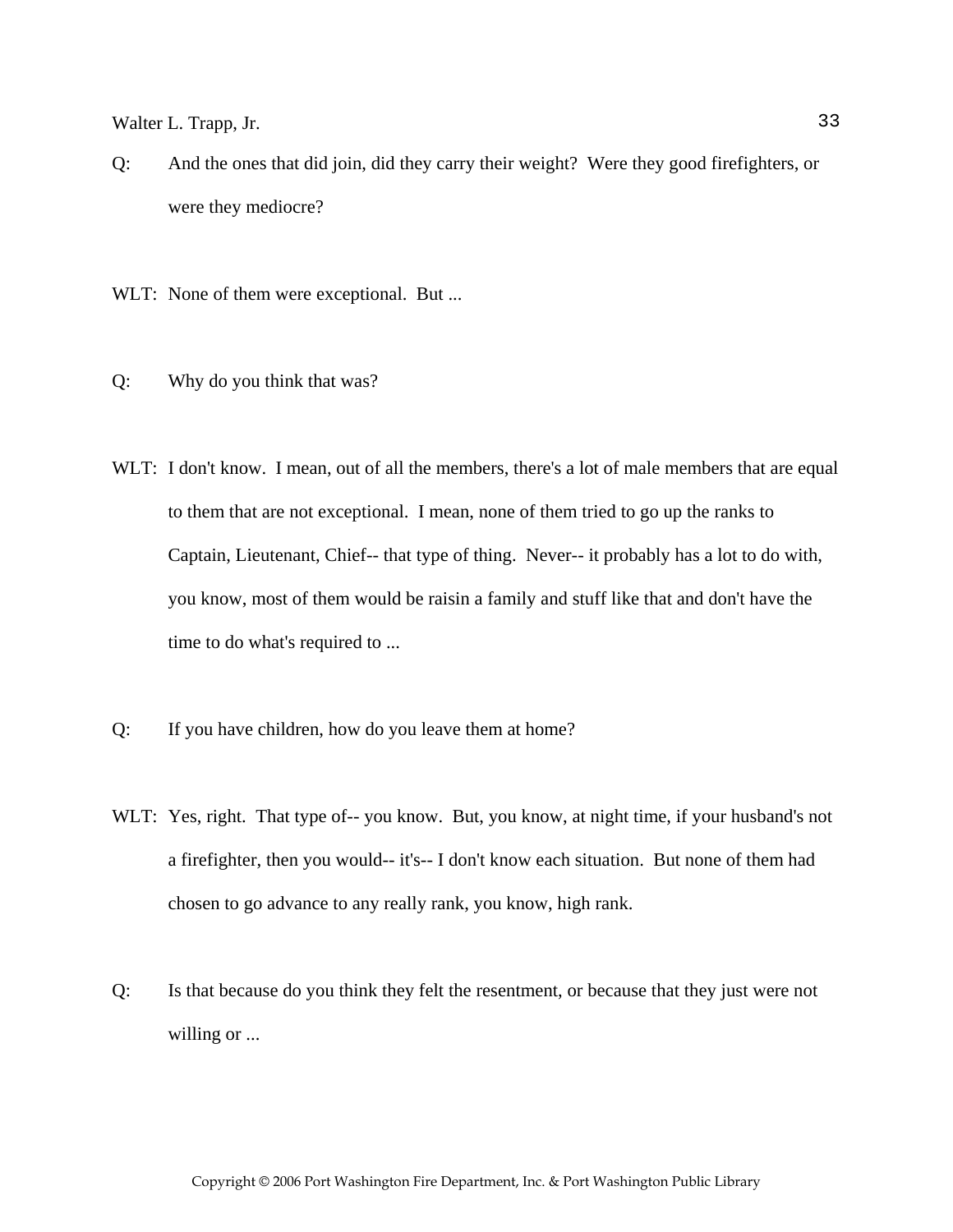Q: And the ones that did join, did they carry their weight? Were they good firefighters, or were they mediocre?

WLT: None of them were exceptional. But ...

Q: Why do you think that was?

WLT: I don't know. I mean, out of all the members, there's a lot of male members that are equal to them that are not exceptional. I mean, none of them tried to go up the ranks to Captain, Lieutenant, Chief-- that type of thing. Never-- it probably has a lot to do with, you know, most of them would be raisin a family and stuff like that and don't have the time to do what's required to ...

Q: If you have children, how do you leave them at home?

WLT: Yes, right. That type of-- you know. But, you know, at night time, if your husband's not a firefighter, then you would-- it's-- I don't know each situation. But none of them had chosen to go advance to any really rank, you know, high rank.

Q: Is that because do you think they felt the resentment, or because that they just were not willing or ...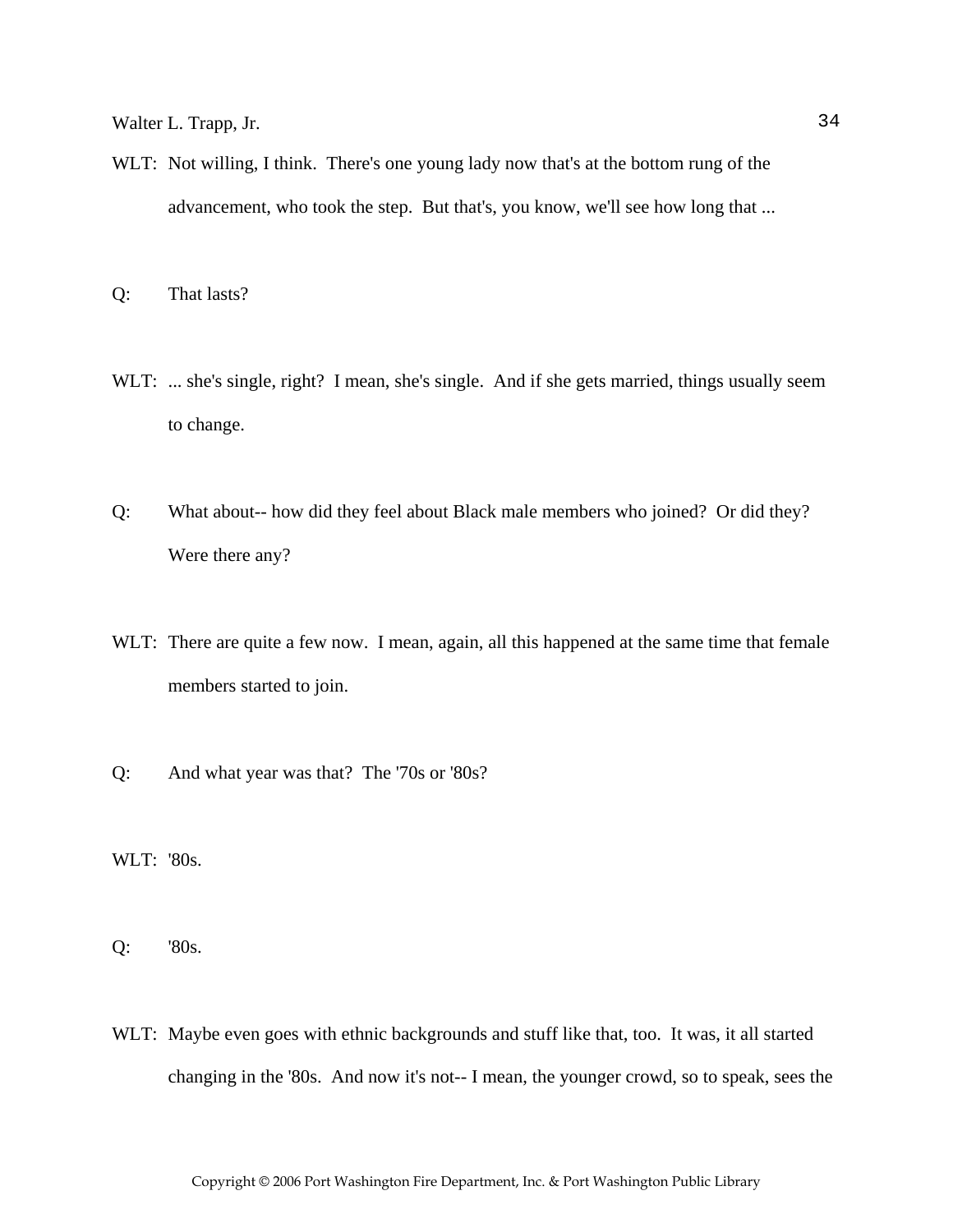WLT: Not willing, I think. There's one young lady now that's at the bottom rung of the advancement, who took the step. But that's, you know, we'll see how long that ...

Q: That lasts?

WLT: ... she's single, right? I mean, she's single. And if she gets married, things usually seem to change.

Q: What about-- how did they feel about Black male members who joined? Or did they? Were there any?

WLT: There are quite a few now. I mean, again, all this happened at the same time that female members started to join.

Q: And what year was that? The '70s or '80s?

WLT: '80s.

Q: '80s.

WLT: Maybe even goes with ethnic backgrounds and stuff like that, too. It was, it all started changing in the '80s. And now it's not-- I mean, the younger crowd, so to speak, sees the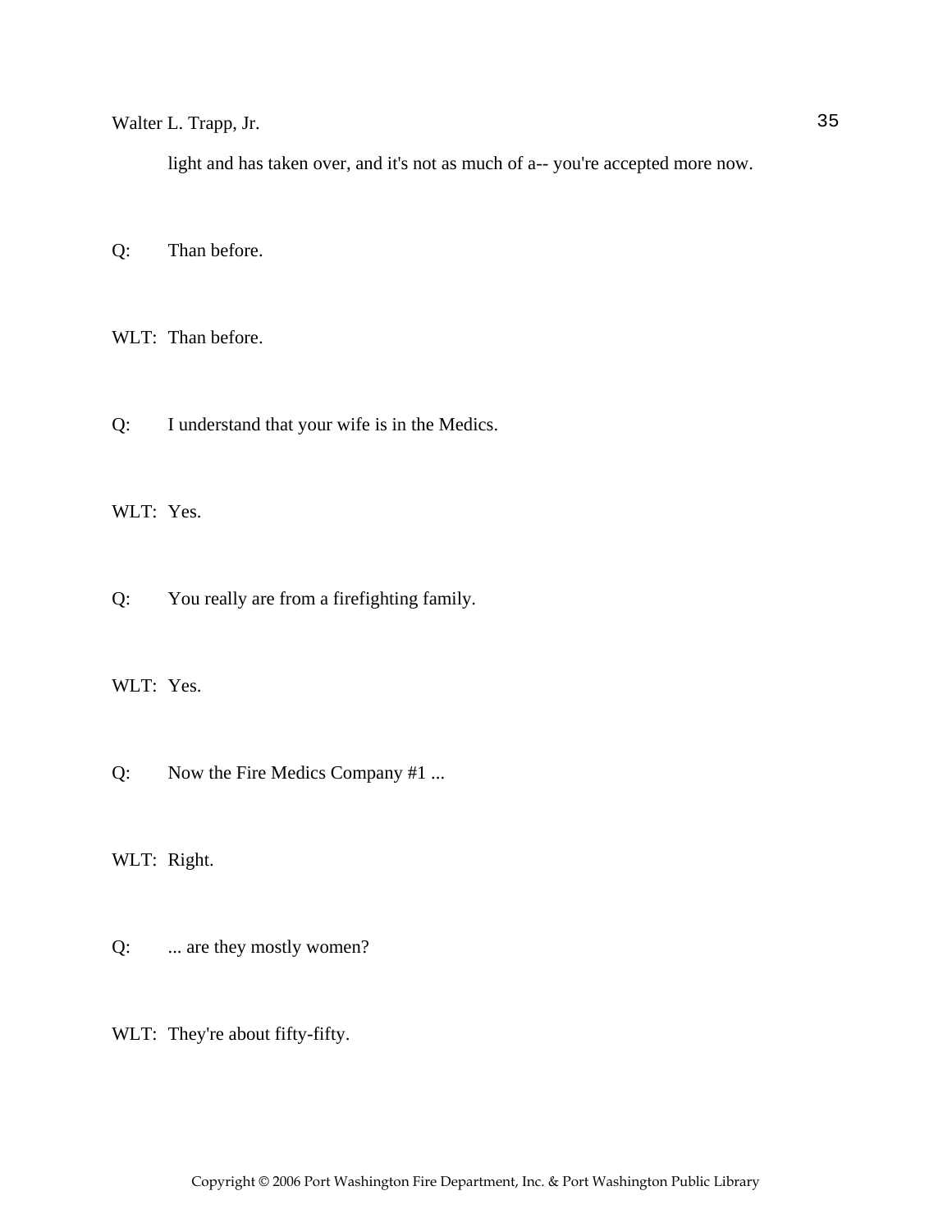light and has taken over, and it's not as much of a-- you're accepted more now.

Q: Than before.

WLT: Than before.

Q: I understand that your wife is in the Medics.

WLT: Yes.

Q: You really are from a firefighting family.

WLT: Yes.

Q: Now the Fire Medics Company #1 ...

WLT: Right.

Q: ... are they mostly women?

WLT: They're about fifty-fifty.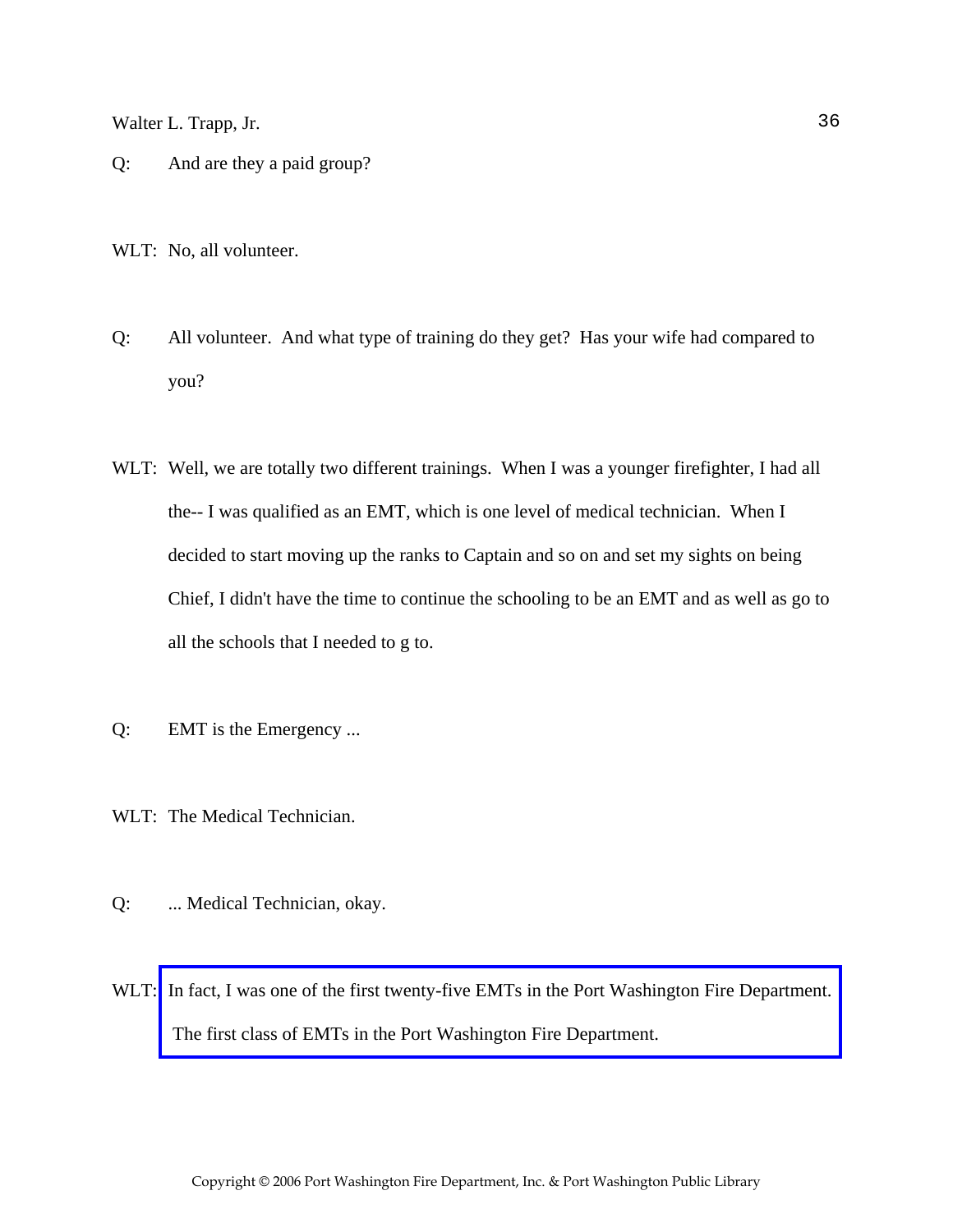Q: And are they a paid group?

WLT: No, all volunteer.

Q: All volunteer. And what type of training do they get? Has your wife had compared to you?

WLT: Well, we are totally two different trainings. When I was a younger firefighter, I had all the-- I was qualified as an EMT, which is one level of medical technician. When I decided to start moving up the ranks to Captain and so on and set my sights on being Chief, I didn't have the time to continue the schooling to be an EMT and as well as go to all the schools that I needed to g to.

Q: EMT is the Emergency ...

WLT: The Medical Technician.

Q: ... Medical Technician, okay.

WLT: In fact, I was one of the first twenty-five EMTs in the Port Washington Fire Department. The first class of EMTs in the Port Washington Fire Department.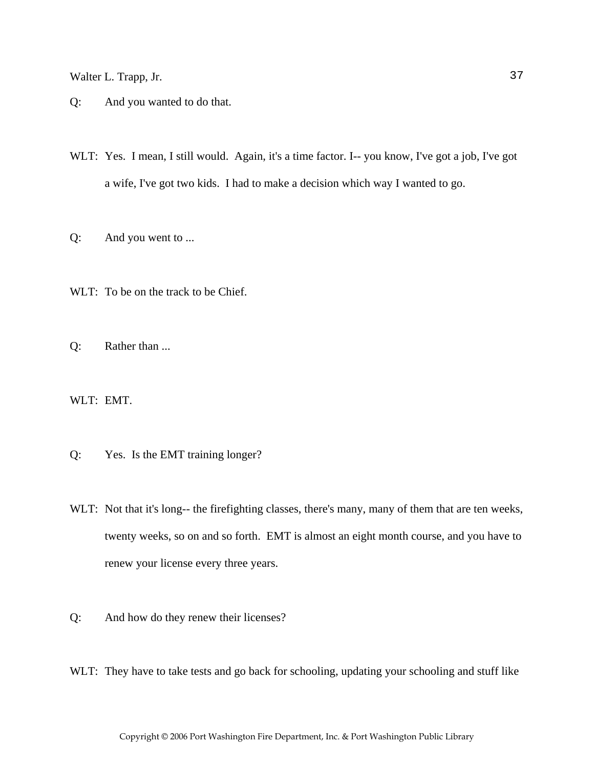Q: And you wanted to do that.

WLT: Yes. I mean, I still would. Again, it's a time factor. I-- you know, I've got a job, I've got a wife, I've got two kids. I had to make a decision which way I wanted to go.

Q: And you went to ...

WLT: To be on the track to be Chief.

Q: Rather than ...

WLT: EMT.

Q: Yes. Is the EMT training longer?

WLT: Not that it's long-- the firefighting classes, there's many, many of them that are ten weeks, twenty weeks, so on and so forth. EMT is almost an eight month course, and you have to renew your license every three years.

Q: And how do they renew their licenses?

WLT: They have to take tests and go back for schooling, updating your schooling and stuff like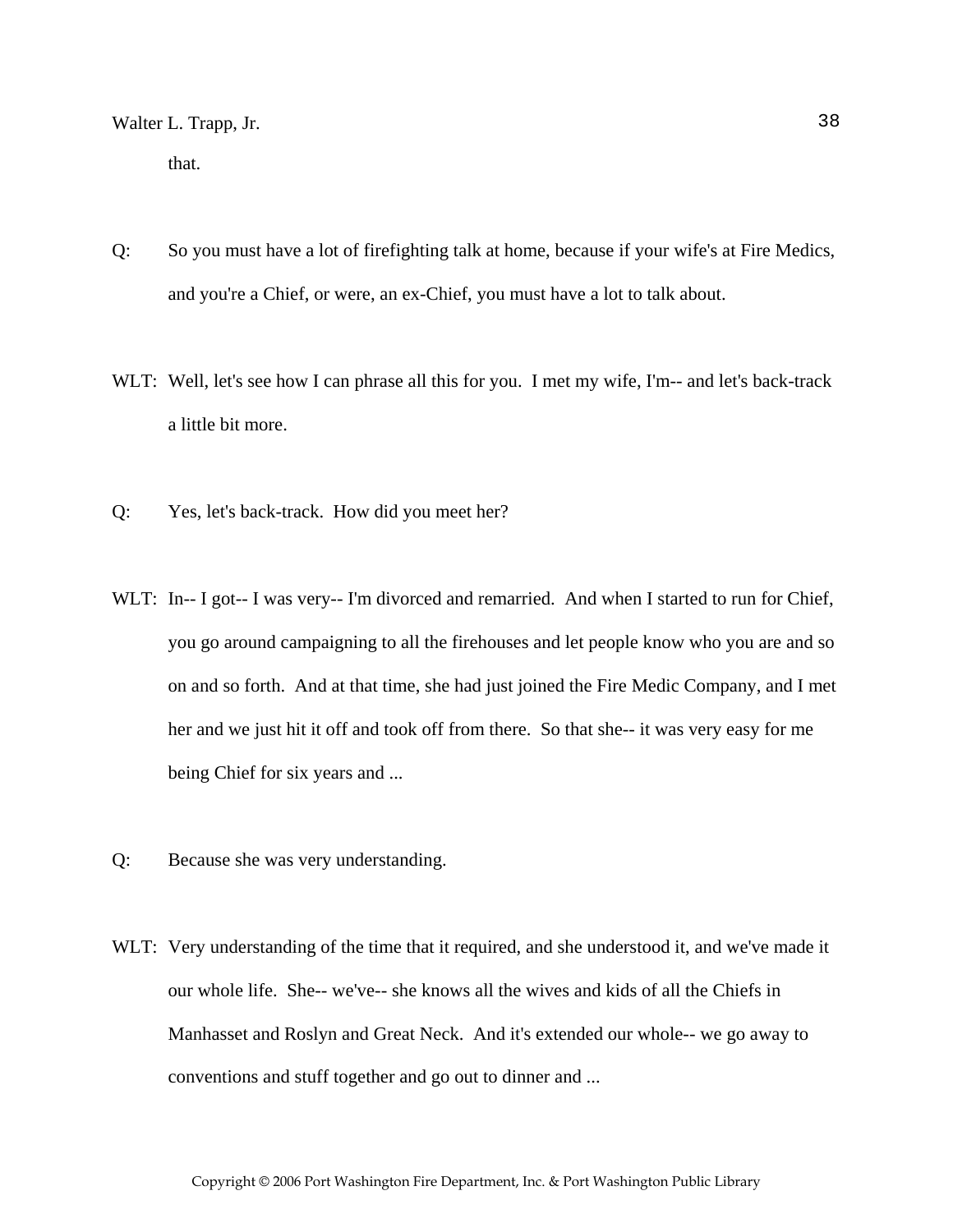that.

Q: So you must have a lot of firefighting talk at home, because if your wife's at Fire Medics, and you're a Chief, or were, an ex-Chief, you must have a lot to talk about.

WLT: Well, let's see how I can phrase all this for you. I met my wife, I'm-- and let's back-track a little bit more.

Q: Yes, let's back-track. How did you meet her?

WLT: In-- I got-- I was very-- I'm divorced and remarried. And when I started to run for Chief, you go around campaigning to all the firehouses and let people know who you are and so on and so forth. And at that time, she had just joined the Fire Medic Company, and I met her and we just hit it off and took off from there. So that she-- it was very easy for me being Chief for six years and ...

Q: Because she was very understanding.

WLT: Very understanding of the time that it required, and she understood it, and we've made it our whole life. She-- we've-- she knows all the wives and kids of all the Chiefs in Manhasset and Roslyn and Great Neck. And it's extended our whole-- we go away to conventions and stuff together and go out to dinner and ...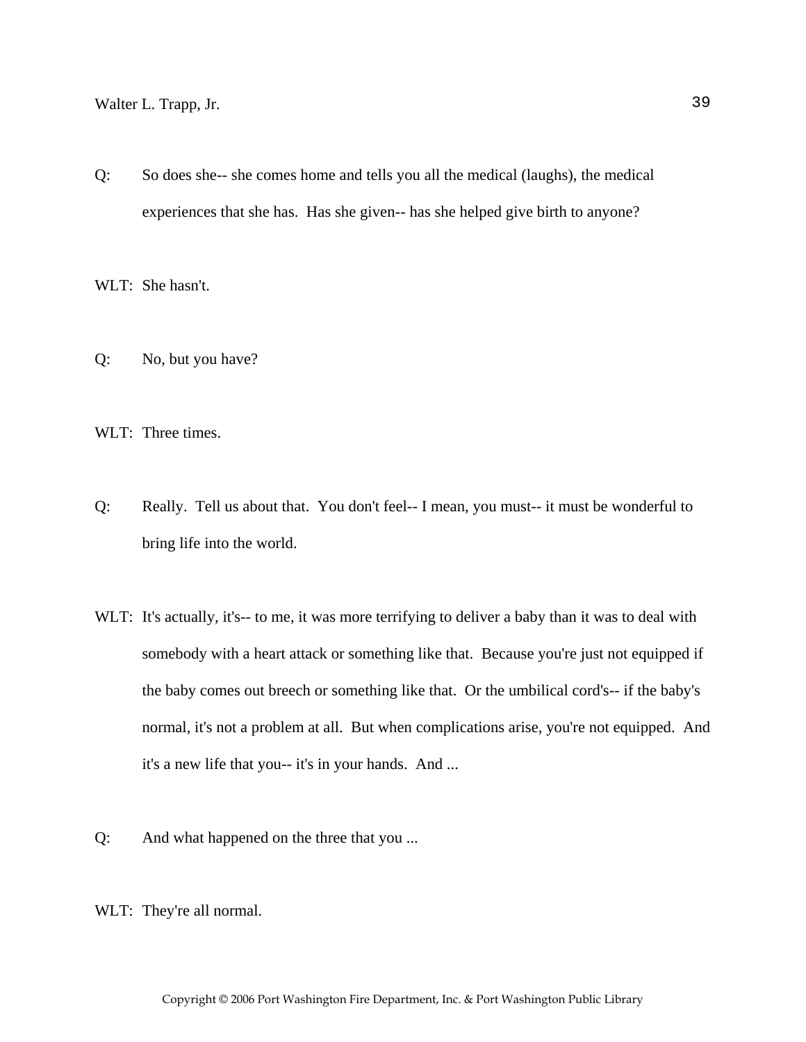Q: So does she-- she comes home and tells you all the medical (laughs), the medical experiences that she has. Has she given-- has she helped give birth to anyone?

WLT: She hasn't.

Q: No, but you have?

WLT: Three times.

Q: Really. Tell us about that. You don't feel-- I mean, you must-- it must be wonderful to bring life into the world.

WLT: It's actually, it's-- to me, it was more terrifying to deliver a baby than it was to deal with somebody with a heart attack or something like that. Because you're just not equipped if the baby comes out breech or something like that. Or the umbilical cord's-- if the baby's normal, it's not a problem at all. But when complications arise, you're not equipped. And it's a new life that you-- it's in your hands. And ...

Q: And what happened on the three that you ...

WLT: They're all normal.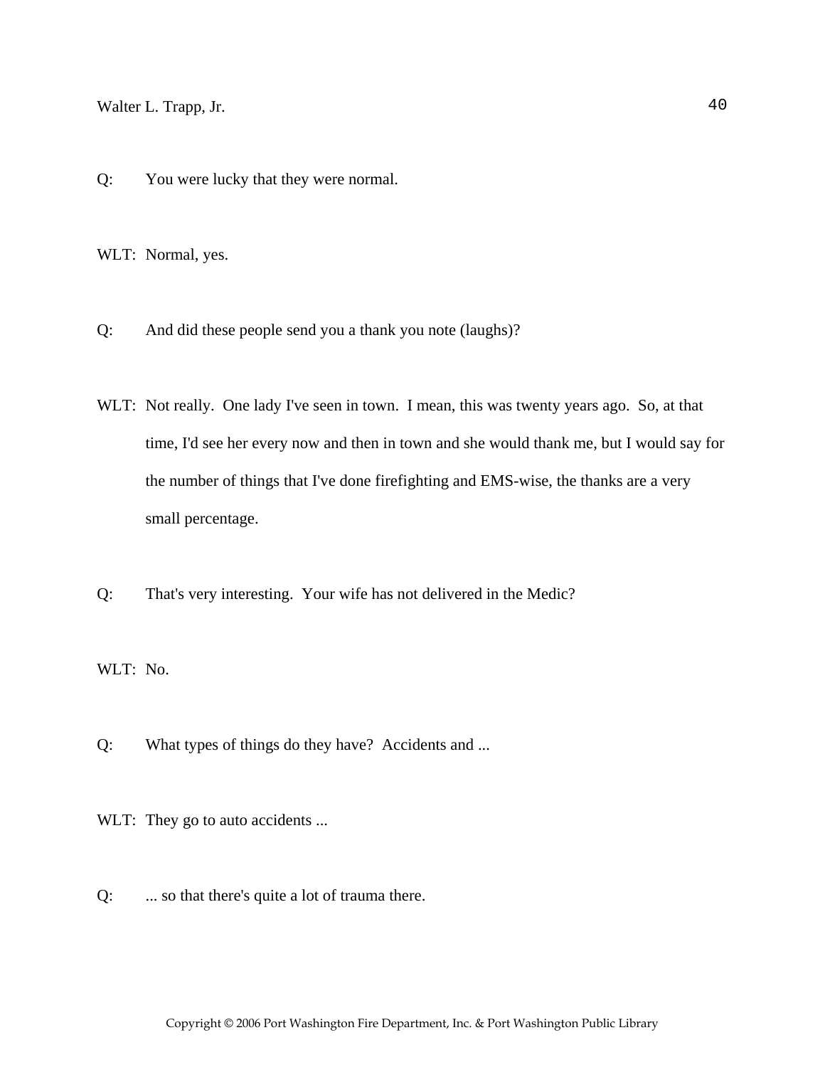Q: You were lucky that they were normal.

WLT: Normal, yes.

Q: And did these people send you a thank you note (laughs)?

WLT: Not really. One lady I've seen in town. I mean, this was twenty years ago. So, at that time, I'd see her every now and then in town and she would thank me, but I would say for the number of things that I've done firefighting and EMS-wise, the thanks are a very small percentage.

Q: That's very interesting. Your wife has not delivered in the Medic?

WLT: No.

Q: What types of things do they have? Accidents and ...

WLT: They go to auto accidents ...

Q: ... so that there's quite a lot of trauma there.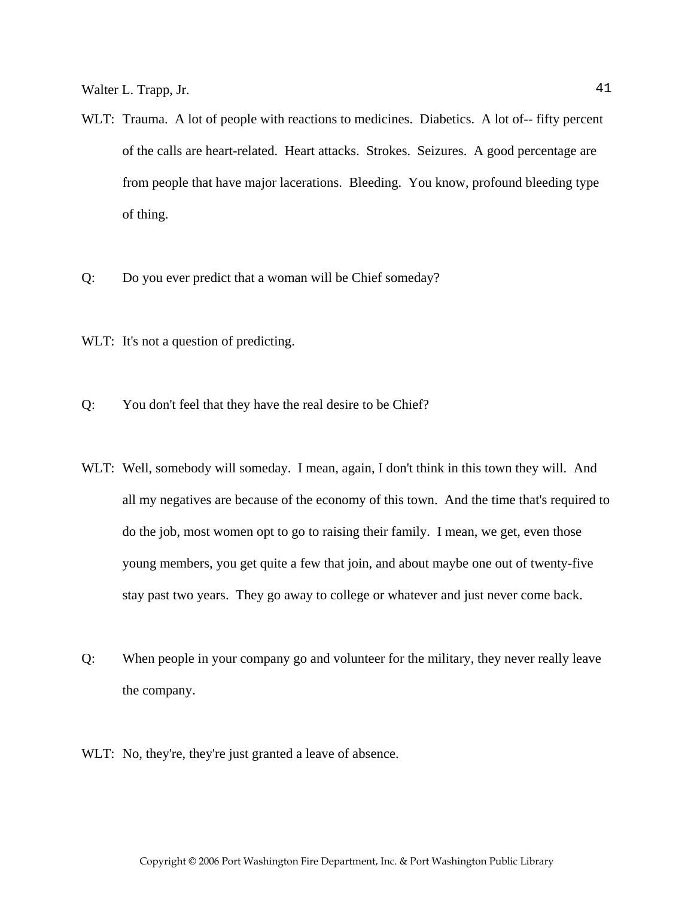WLT: Trauma. A lot of people with reactions to medicines. Diabetics. A lot of-- fifty percent of the calls are heart-related. Heart attacks. Strokes. Seizures. A good percentage are from people that have major lacerations. Bleeding. You know, profound bleeding type of thing.

Q: Do you ever predict that a woman will be Chief someday?

WLT: It's not a question of predicting.

Q: You don't feel that they have the real desire to be Chief?

WLT: Well, somebody will someday. I mean, again, I don't think in this town they will. And all my negatives are because of the economy of this town. And the time that's required to do the job, most women opt to go to raising their family. I mean, we get, even those young members, you get quite a few that join, and about maybe one out of twenty-five stay past two years. They go away to college or whatever and just never come back.

Q: When people in your company go and volunteer for the military, they never really leave the company.

WLT: No, they're, they're just granted a leave of absence.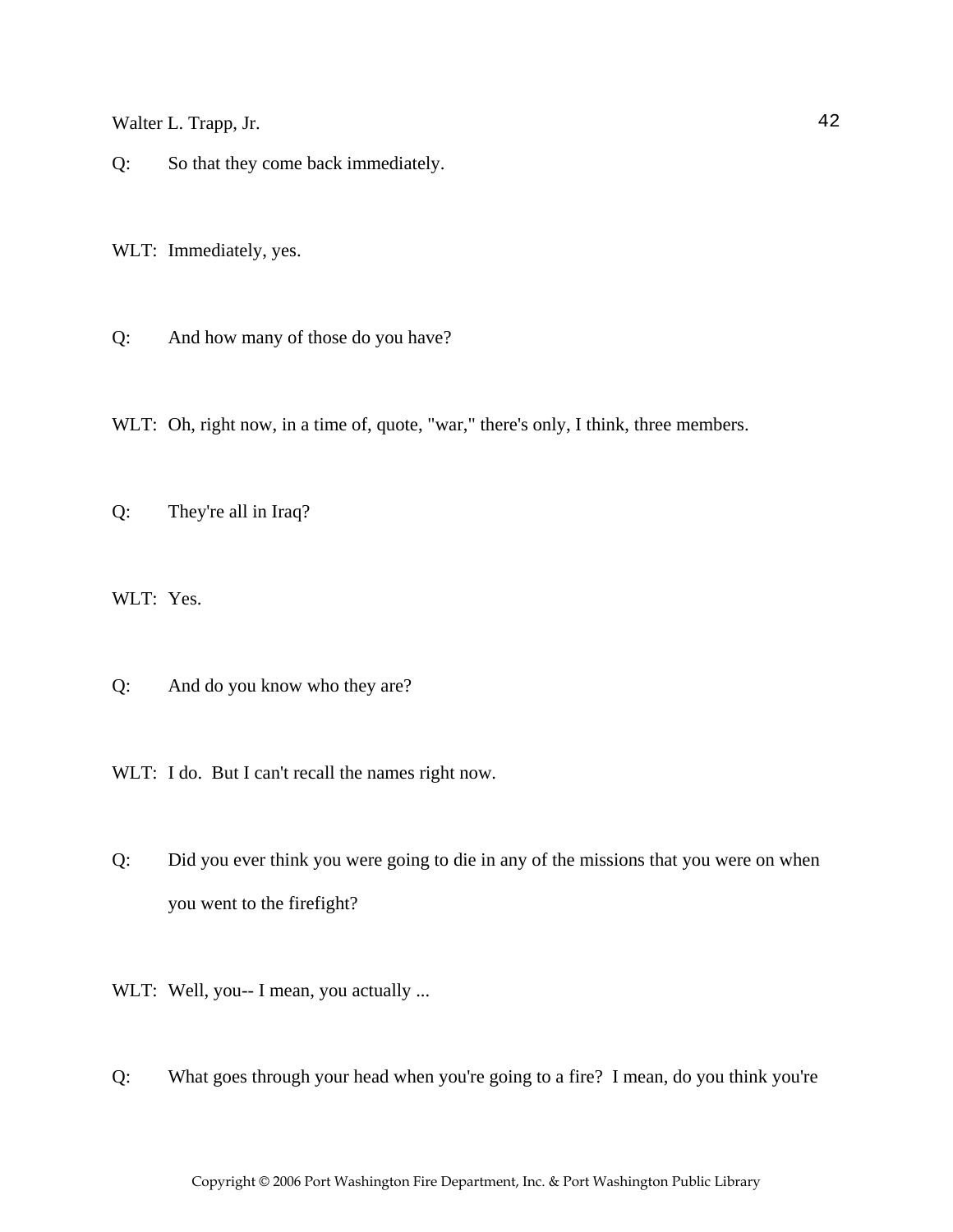Q: So that they come back immediately.

WLT: Immediately, yes.

Q: And how many of those do you have?

WLT: Oh, right now, in a time of, quote, "war," there's only, I think, three members.

Q: They're all in Iraq?

WLT: Yes.

Q: And do you know who they are?

WLT: I do. But I can't recall the names right now.

Q: Did you ever think you were going to die in any of the missions that you were on when you went to the firefight?

WLT: Well, you-- I mean, you actually ...

Q: What goes through your head when you're going to a fire? I mean, do you think you're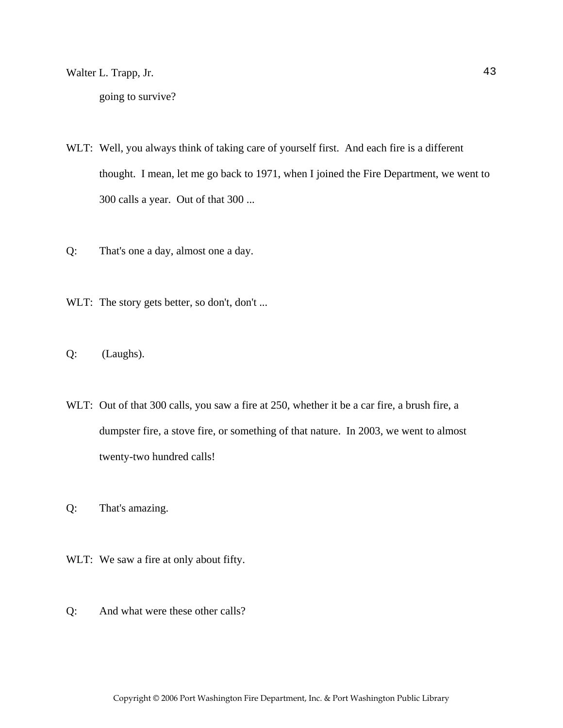going to survive?

WLT: Well, you always think of taking care of yourself first. And each fire is a different thought. I mean, let me go back to 1971, when I joined the Fire Department, we went to 300 calls a year. Out of that 300 ...

Q: That's one a day, almost one a day.

WLT: The story gets better, so don't, don't ...

Q: (Laughs).

WLT: Out of that 300 calls, you saw a fire at 250, whether it be a car fire, a brush fire, a dumpster fire, a stove fire, or something of that nature. In 2003, we went to almost twenty-two hundred calls!

Q: That's amazing.

WLT: We saw a fire at only about fifty.

Q: And what were these other calls?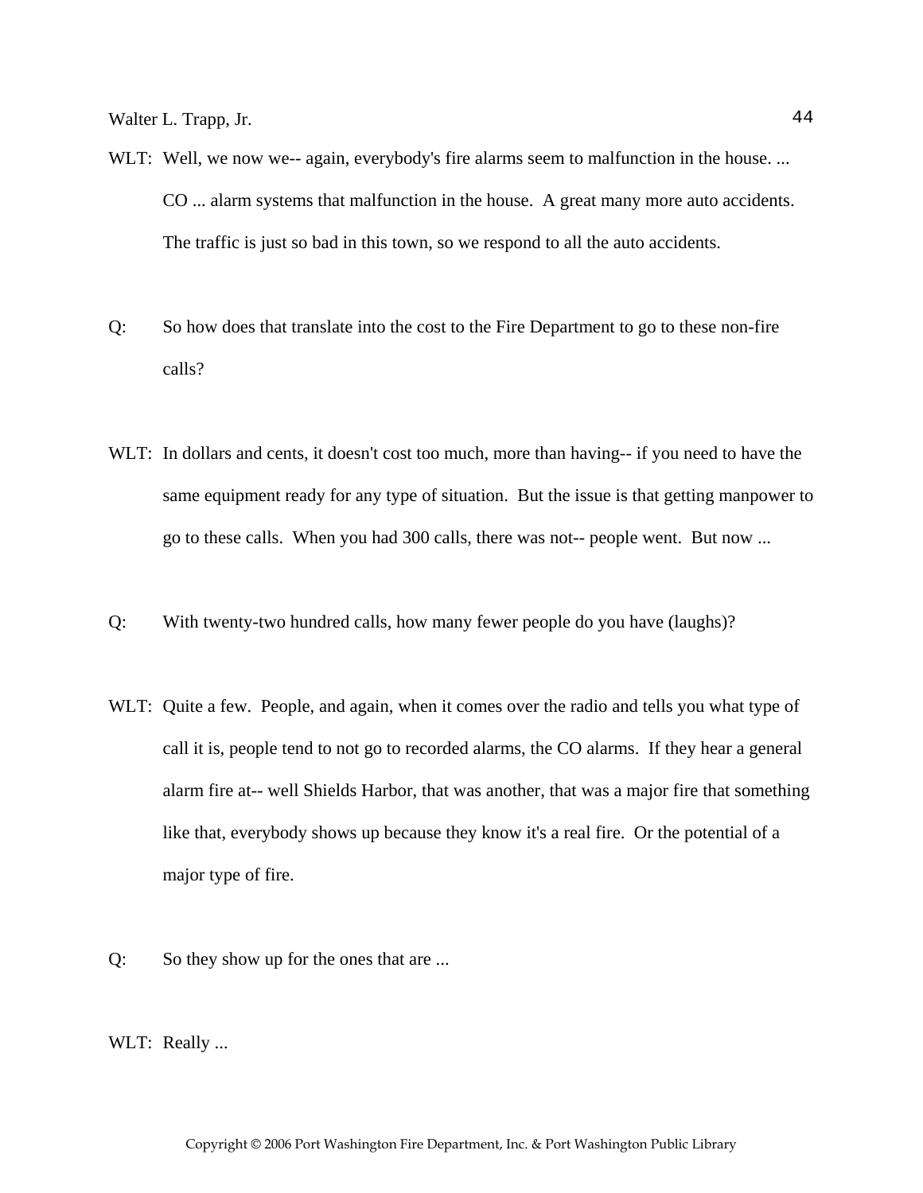WLT: Well, we now we-- again, everybody's fire alarms seem to malfunction in the house. ... CO ... alarm systems that malfunction in the house. A great many more auto accidents. The traffic is just so bad in this town, so we respond to all the auto accidents.

Q: So how does that translate into the cost to the Fire Department to go to these non-fire calls?

WLT: In dollars and cents, it doesn't cost too much, more than having-- if you need to have the same equipment ready for any type of situation. But the issue is that getting manpower to go to these calls. When you had 300 calls, there was not-- people went. But now ...

Q: With twenty-two hundred calls, how many fewer people do you have (laughs)?

WLT: Quite a few. People, and again, when it comes over the radio and tells you what type of call it is, people tend to not go to recorded alarms, the CO alarms. If they hear a general alarm fire at-- well Shields Harbor, that was another, that was a major fire that something like that, everybody shows up because they know it's a real fire. Or the potential of a major type of fire.

Q: So they show up for the ones that are ...

WLT: Really ...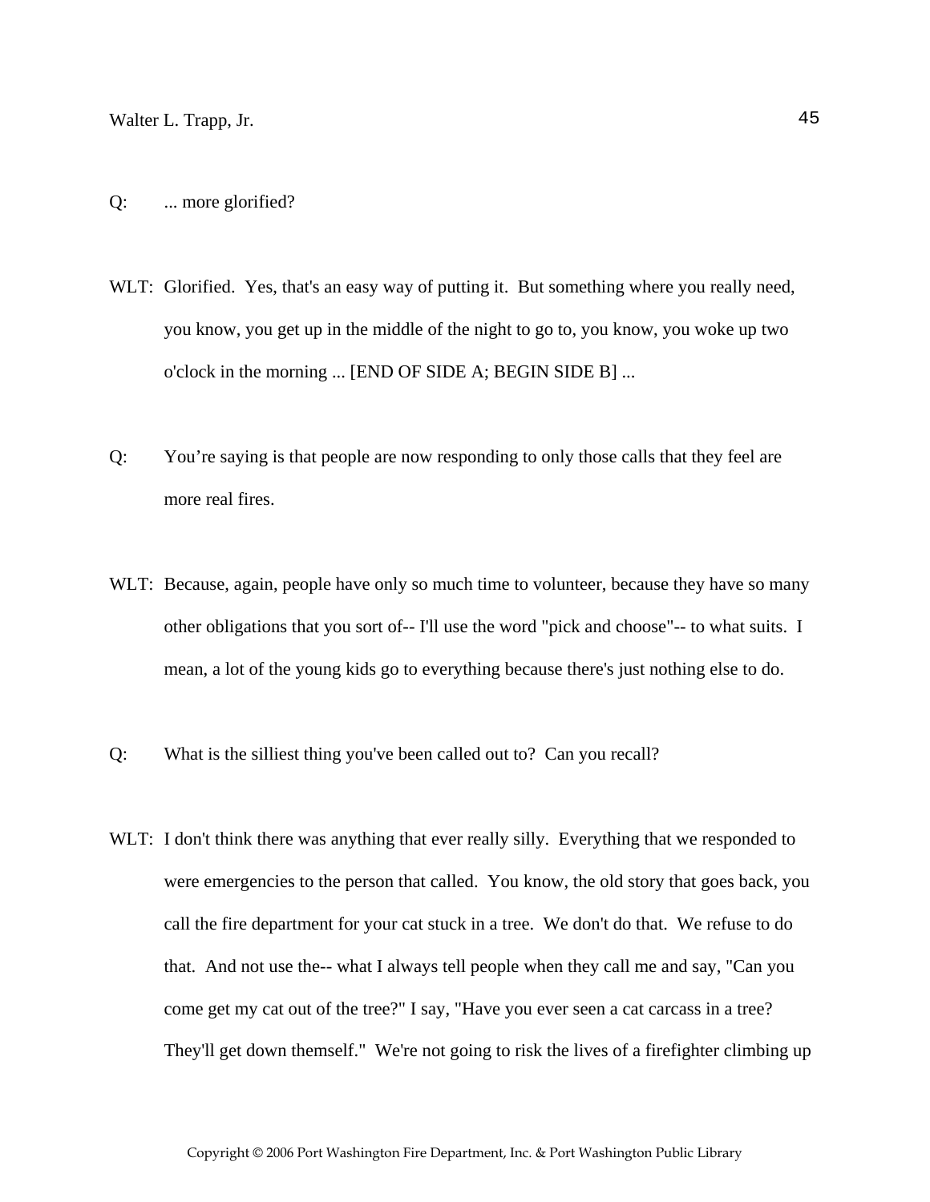Q: ... more glorified?

WLT: Glorified. Yes, that's an easy way of putting it. But something where you really need, you know, you get up in the middle of the night to go to, you know, you woke up two o'clock in the morning ... [END OF SIDE A; BEGIN SIDE B] ...

Q: You’re saying is that people are now responding to only those calls that they feel are more real fires.

WLT: Because, again, people have only so much time to volunteer, because they have so many other obligations that you sort of-- I'll use the word "pick and choose"-- to what suits. I mean, a lot of the young kids go to everything because there's just nothing else to do.

Q: What is the silliest thing you've been called out to? Can you recall?

WLT: I don't think there was anything that ever really silly. Everything that we responded to were emergencies to the person that called. You know, the old story that goes back, you call the fire department for your cat stuck in a tree. We don't do that. We refuse to do that. And not use the-- what I always tell people when they call me and say, "Can you come get my cat out of the tree?" I say, "Have you ever seen a cat carcass in a tree? They'll get down themself." We're not going to risk the lives of a firefighter climbing up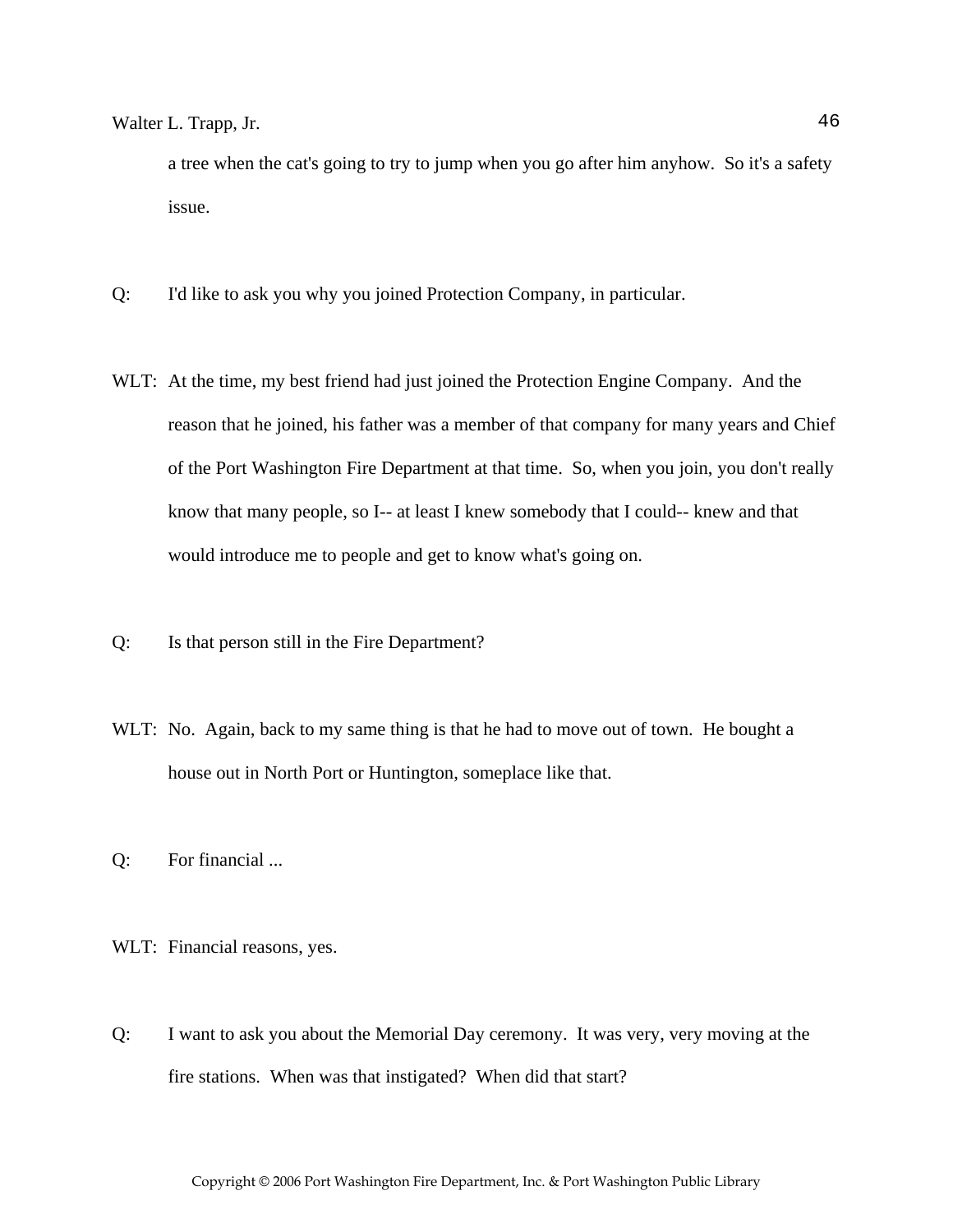a tree when the cat's going to try to jump when you go after him anyhow. So it's a safety issue.

Q: I'd like to ask you why you joined Protection Company, in particular.

WLT: At the time, my best friend had just joined the Protection Engine Company. And the reason that he joined, his father was a member of that company for many years and Chief of the Port Washington Fire Department at that time. So, when you join, you don't really know that many people, so I-- at least I knew somebody that I could-- knew and that would introduce me to people and get to know what's going on.

Q: Is that person still in the Fire Department?

WLT: No. Again, back to my same thing is that he had to move out of town. He bought a house out in North Port or Huntington, someplace like that.

Q: For financial ...

WLT: Financial reasons, yes.

Q: I want to ask you about the Memorial Day ceremony. It was very, very moving at the fire stations. When was that instigated? When did that start?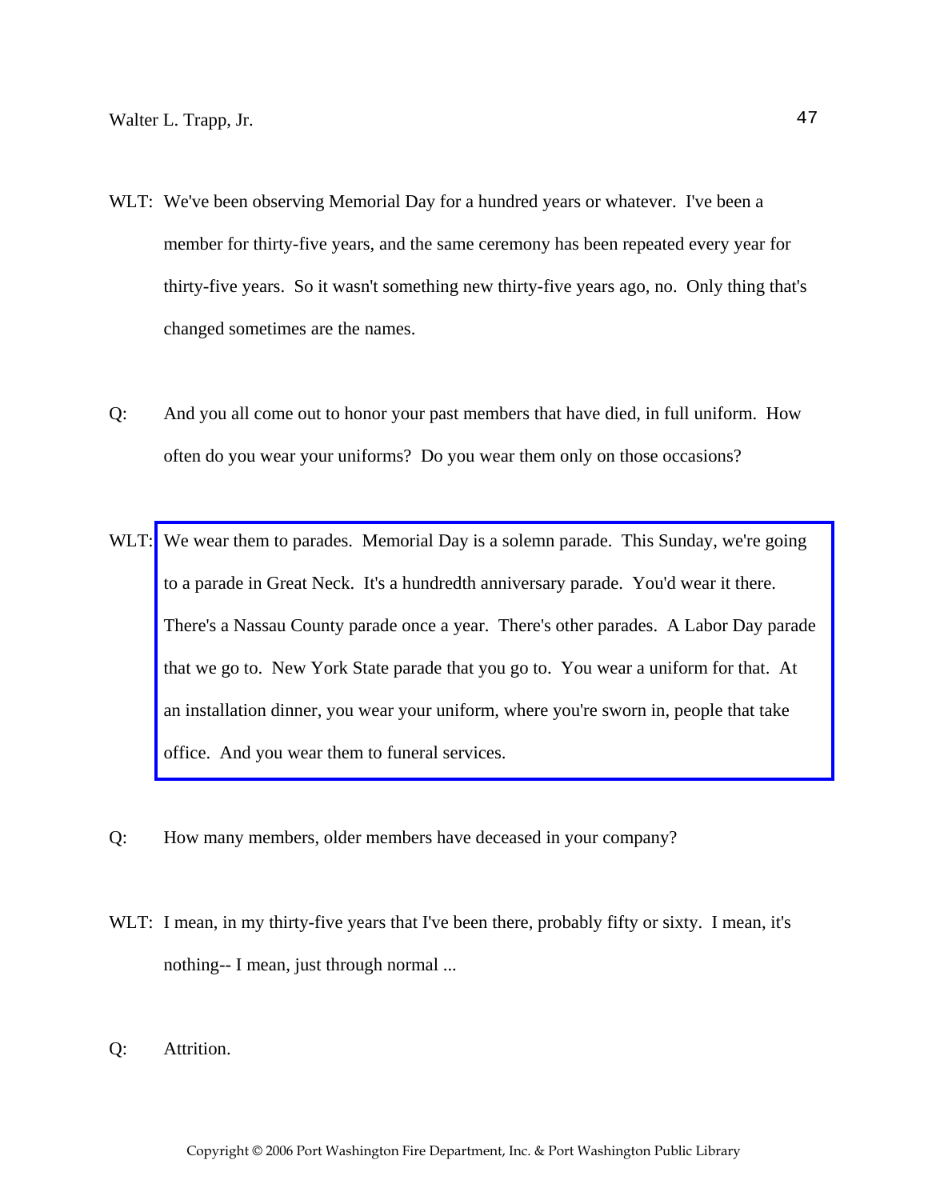WLT: We've been observing Memorial Day for a hundred years or whatever. I've been a member for thirty-five years, and the same ceremony has been repeated every year for thirty-five years. So it wasn't something new thirty-five years ago, no. Only thing that's changed sometimes are the names.

Q: And you all come out to honor your past members that have died, in full uniform. How often do you wear your uniforms? Do you wear them only on those occasions?

WLT: We wear them to parades. Memorial Day is a solemn parade. This Sunday, we're going to a parade in Great Neck. It's a hundredth anniversary parade. You'd wear it there. There's a Nassau County parade once a year. There's other parades. A Labor Day parade that we go to. New York State parade that you go to. You wear a uniform for that. At an installation dinner, you wear your uniform, where you're sworn in, people that take office. And you wear them to funeral services.

Q: How many members, older members have deceased in your company?

WLT: I mean, in my thirty-five years that I've been there, probably fifty or sixty. I mean, it's nothing-- I mean, just through normal ...

Q: Attrition.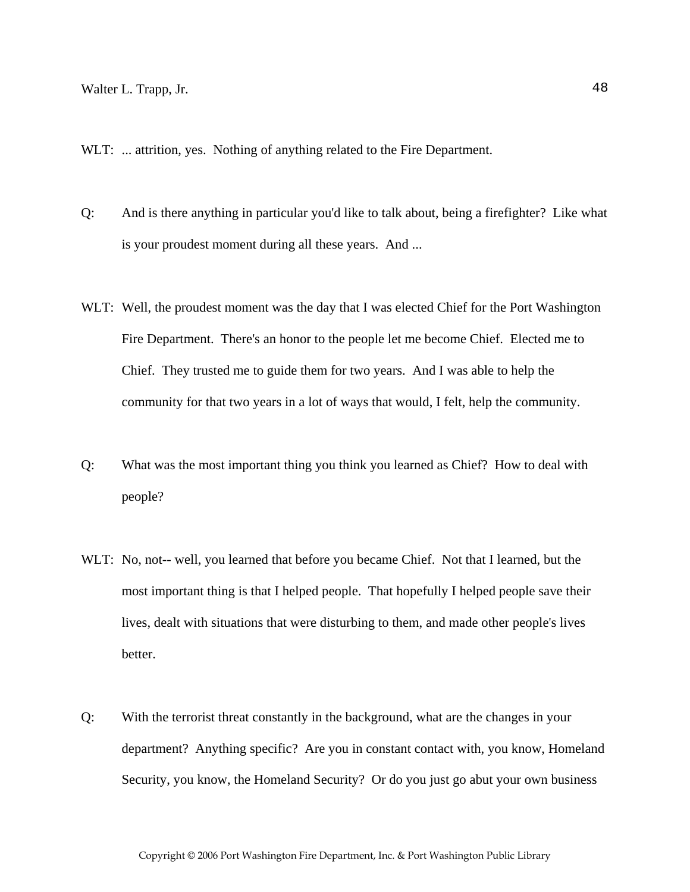WLT: ... attrition, yes. Nothing of anything related to the Fire Department.

Q: And is there anything in particular you'd like to talk about, being a firefighter? Like what is your proudest moment during all these years. And ...

WLT: Well, the proudest moment was the day that I was elected Chief for the Port Washington Fire Department. There's an honor to the people let me become Chief. Elected me to Chief. They trusted me to guide them for two years. And I was able to help the community for that two years in a lot of ways that would, I felt, help the community.

Q: What was the most important thing you think you learned as Chief? How to deal with people?

WLT: No, not-- well, you learned that before you became Chief. Not that I learned, but the most important thing is that I helped people. That hopefully I helped people save their lives, dealt with situations that were disturbing to them, and made other people's lives better.

Q: With the terrorist threat constantly in the background, what are the changes in your department? Anything specific? Are you in constant contact with, you know, Homeland Security, you know, the Homeland Security? Or do you just go abut your own business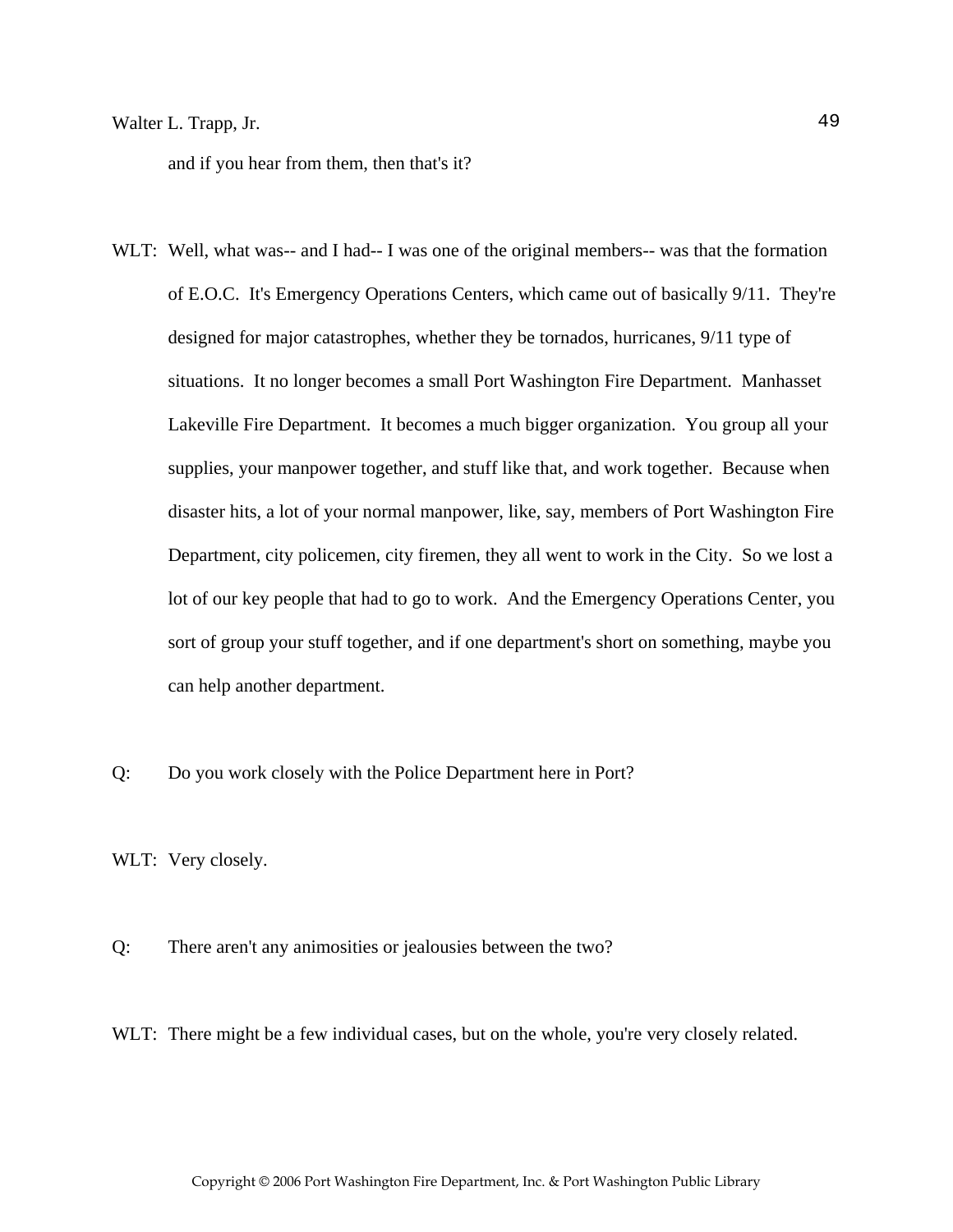and if you hear from them, then that's it?

WLT: Well, what was-- and I had-- I was one of the original members-- was that the formation of E.O.C. It's Emergency Operations Centers, which came out of basically 9/11. They're designed for major catastrophes, whether they be tornados, hurricanes, 9/11 type of situations. It no longer becomes a small Port Washington Fire Department. Manhasset Lakeville Fire Department. It becomes a much bigger organization. You group all your supplies, your manpower together, and stuff like that, and work together. Because when disaster hits, a lot of your normal manpower, like, say, members of Port Washington Fire Department, city policemen, city firemen, they all went to work in the City. So we lost a lot of our key people that had to go to work. And the Emergency Operations Center, you sort of group your stuff together, and if one department's short on something, maybe you can help another department.

Q: Do you work closely with the Police Department here in Port?

WLT: Very closely.

Q: There aren't any animosities or jealousies between the two?

WLT: There might be a few individual cases, but on the whole, you're very closely related.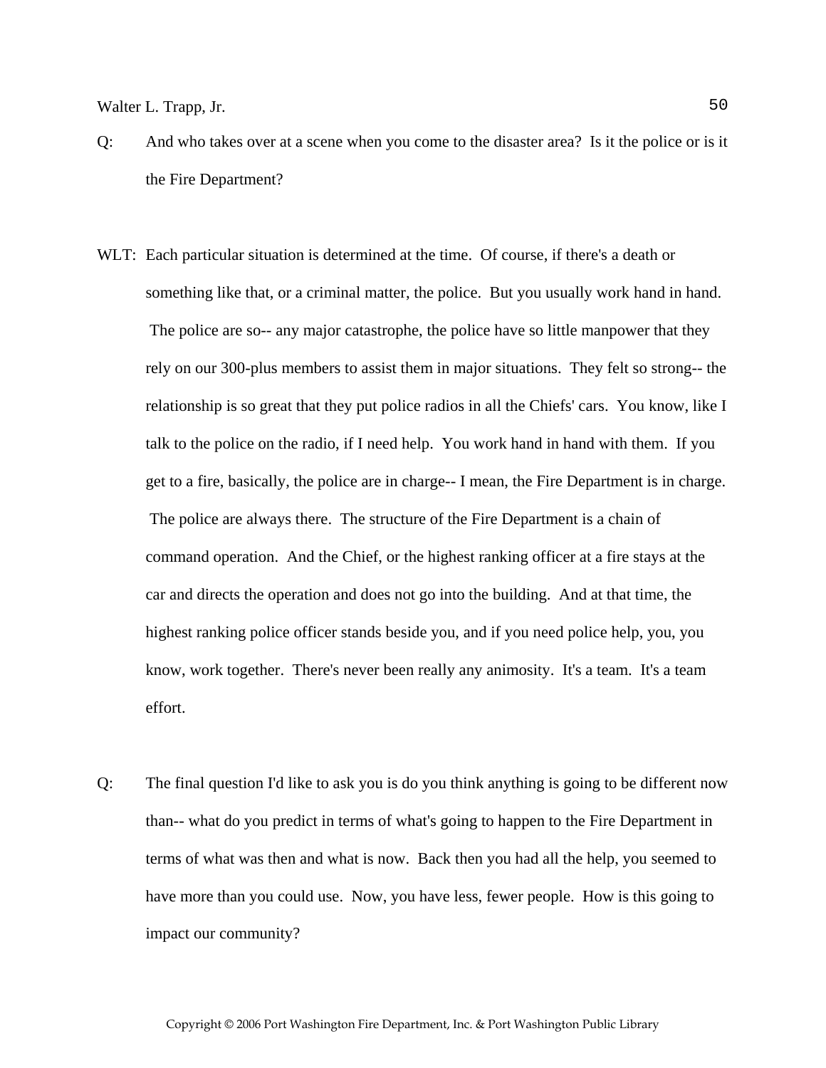Q: And who takes over at a scene when you come to the disaster area? Is it the police or is it the Fire Department?

WLT: Each particular situation is determined at the time. Of course, if there's a death or something like that, or a criminal matter, the police. But you usually work hand in hand. The police are so-- any major catastrophe, the police have so little manpower that they rely on our 300-plus members to assist them in major situations. They felt so strong-- the relationship is so great that they put police radios in all the Chiefs' cars. You know, like I talk to the police on the radio, if I need help. You work hand in hand with them. If you get to a fire, basically, the police are in charge-- I mean, the Fire Department is in charge. The police are always there. The structure of the Fire Department is a chain of command operation. And the Chief, or the highest ranking officer at a fire stays at the car and directs the operation and does not go into the building. And at that time, the highest ranking police officer stands beside you, and if you need police help, you, you know, work together. There's never been really any animosity. It's a team. It's a team effort.

Q: The final question I'd like to ask you is do you think anything is going to be different now than-- what do you predict in terms of what's going to happen to the Fire Department in terms of what was then and what is now. Back then you had all the help, you seemed to have more than you could use. Now, you have less, fewer people. How is this going to impact our community?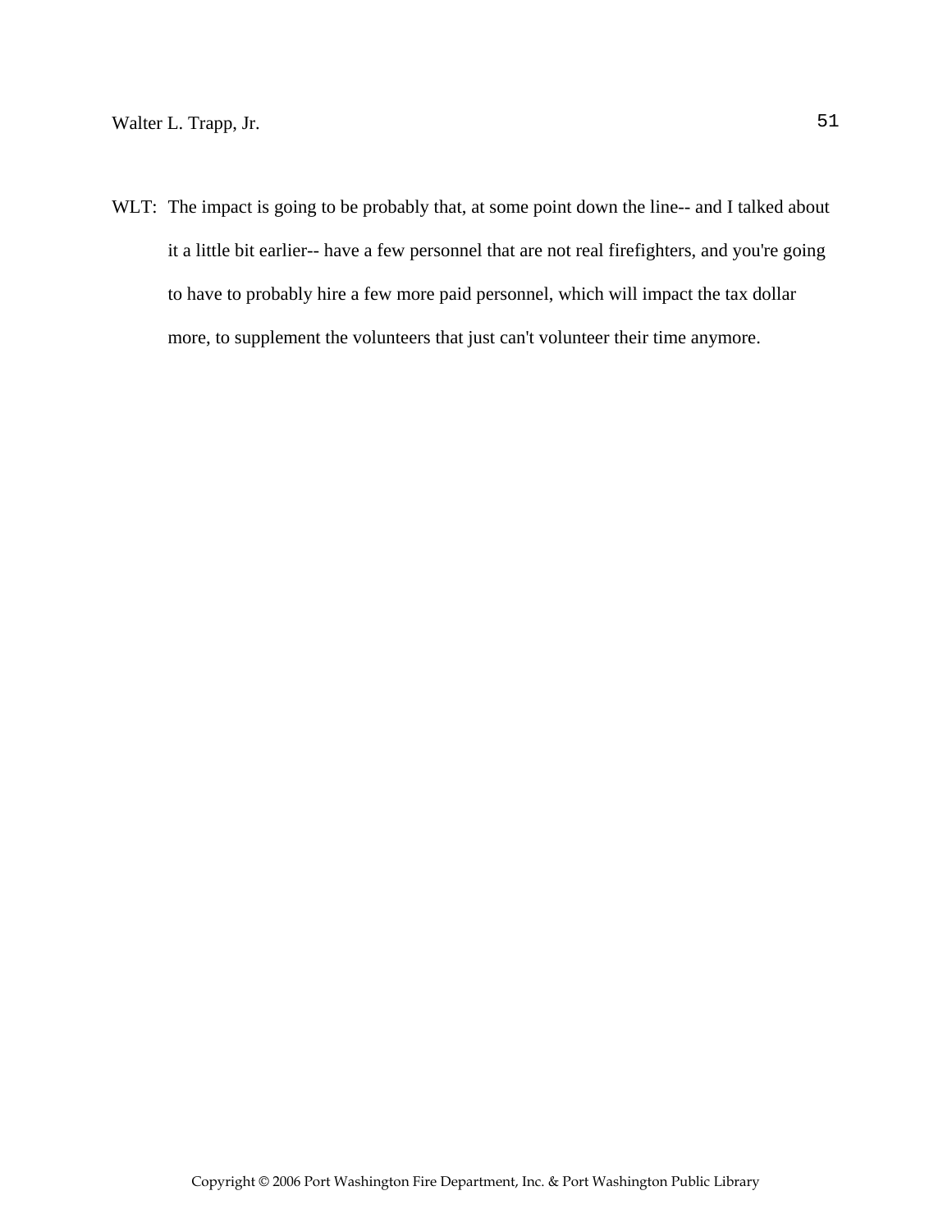WLT: The impact is going to be probably that, at some point down the line-- and I talked about it a little bit earlier-- have a few personnel that are not real firefighters, and you're going to have to probably hire a few more paid personnel, which will impact the tax dollar more, to supplement the volunteers that just can't volunteer their time anymore.